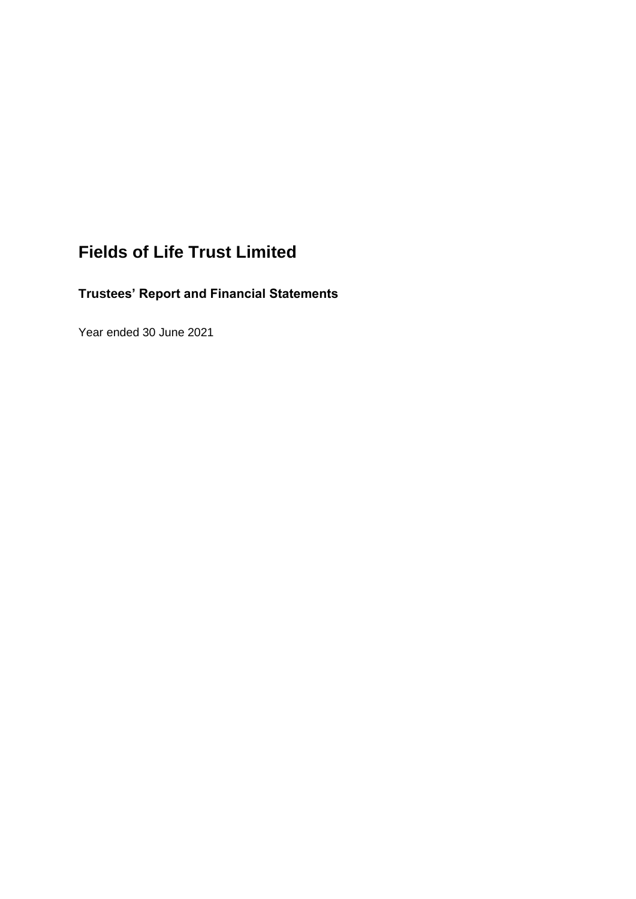# Fields of Life Trust Limited

## Trustees' Report and Financial Statements

Year ended 30 June 2021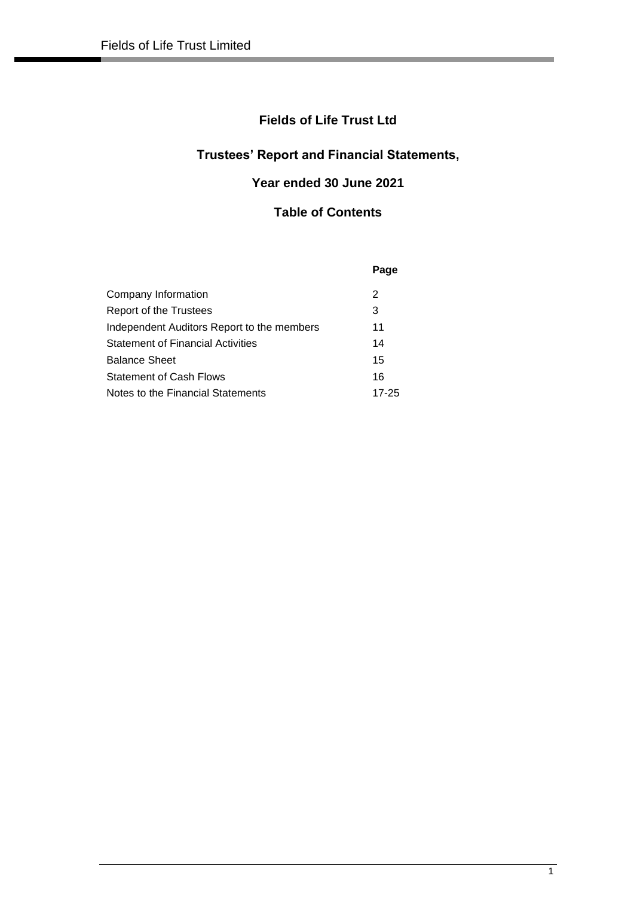# Fields of Life Trust Ltd

## Trustees' Report and Financial Statements,

## Year ended 30 June 2021

## Table of Contents

| | Page |
|---|---|
| Company Information | 2 |
| Report of the Trustees | 3 |
| Independent Auditors Report to the members | 11 |
| Statement of Financial Activities | 14 |
| Balance Sheet | 15 |
| Statement of Cash Flows | 16 |
| Notes to the Financial Statements | 17-25 |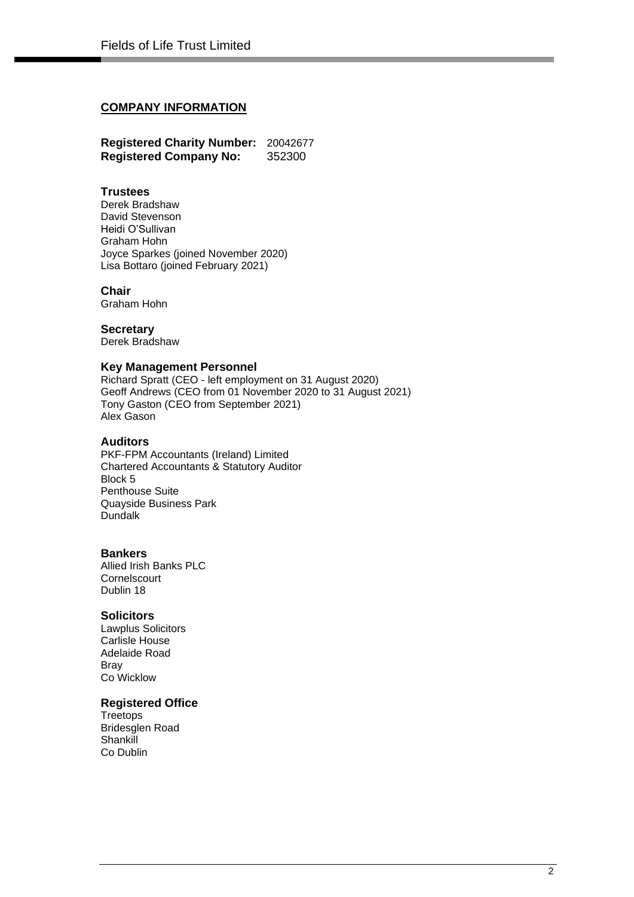## COMPANY INFORMATION

**Registered Charity Number:** 20042677
**Registered Company No:** 352300

### Trustees

Derek Bradshaw
David Stevenson
Heidi O'Sullivan
Graham Hohn
Joyce Sparkes (joined November 2020)
Lisa Bottaro (joined February 2021)

### Chair

Graham Hohn

### Secretary

Derek Bradshaw

### Key Management Personnel

Richard Spratt (CEO - left employment on 31 August 2020)
Geoff Andrews (CEO from 01 November 2020 to 31 August 2021)
Tony Gaston (CEO from September 2021)
Alex Gason

### Auditors

PKF-FPM Accountants (Ireland) Limited
Chartered Accountants & Statutory Auditor
Block 5
Penthouse Suite
Quayside Business Park
Dundalk

### Bankers

Allied Irish Banks PLC
Cornelscourt
Dublin 18

### Solicitors

Lawplus Solicitors
Carlisle House
Adelaide Road
Bray
Co Wicklow

### Registered Office

Treetops
Bridesglen Road
Shankill
Co Dublin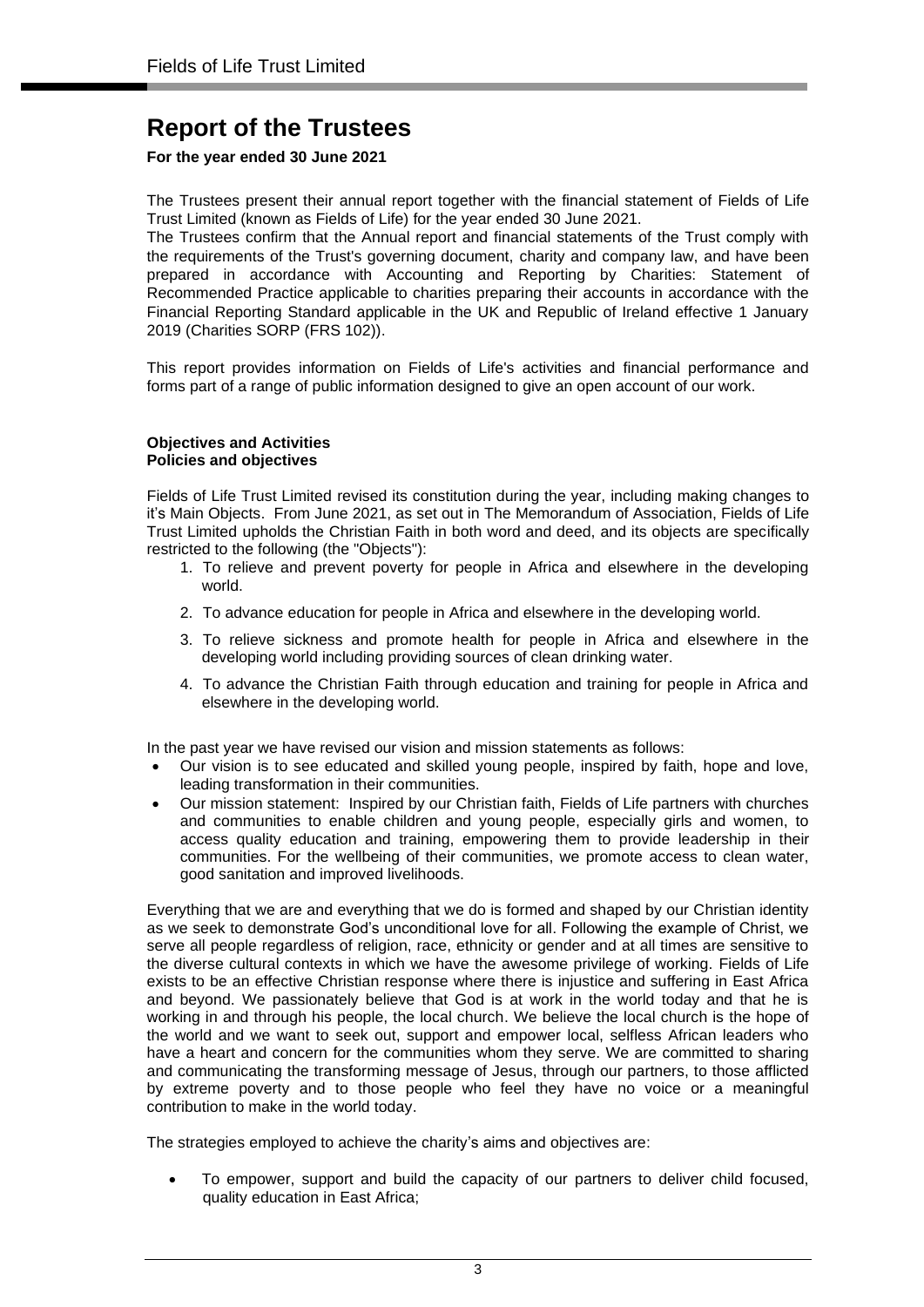# Report of the Trustees

**For the year ended 30 June 2021**

The Trustees present their annual report together with the financial statement of Fields of Life Trust Limited (known as Fields of Life) for the year ended 30 June 2021.

The Trustees confirm that the Annual report and financial statements of the Trust comply with the requirements of the Trust's governing document, charity and company law, and have been prepared in accordance with Accounting and Reporting by Charities: Statement of Recommended Practice applicable to charities preparing their accounts in accordance with the Financial Reporting Standard applicable in the UK and Republic of Ireland effective 1 January 2019 (Charities SORP (FRS 102)).

This report provides information on Fields of Life's activities and financial performance and forms part of a range of public information designed to give an open account of our work.

**Objectives and Activities**
**Policies and objectives**

Fields of Life Trust Limited revised its constitution during the year, including making changes to it's Main Objects. From June 2021, as set out in The Memorandum of Association, Fields of Life Trust Limited upholds the Christian Faith in both word and deed, and its objects are specifically restricted to the following (the "Objects"):

1. To relieve and prevent poverty for people in Africa and elsewhere in the developing world.
2. To advance education for people in Africa and elsewhere in the developing world.
3. To relieve sickness and promote health for people in Africa and elsewhere in the developing world including providing sources of clean drinking water.
4. To advance the Christian Faith through education and training for people in Africa and elsewhere in the developing world.

In the past year we have revised our vision and mission statements as follows:

- Our vision is to see educated and skilled young people, inspired by faith, hope and love, leading transformation in their communities.
- Our mission statement: Inspired by our Christian faith, Fields of Life partners with churches and communities to enable children and young people, especially girls and women, to access quality education and training, empowering them to provide leadership in their communities. For the wellbeing of their communities, we promote access to clean water, good sanitation and improved livelihoods.

Everything that we are and everything that we do is formed and shaped by our Christian identity as we seek to demonstrate God's unconditional love for all. Following the example of Christ, we serve all people regardless of religion, race, ethnicity or gender and at all times are sensitive to the diverse cultural contexts in which we have the awesome privilege of working. Fields of Life exists to be an effective Christian response where there is injustice and suffering in East Africa and beyond. We passionately believe that God is at work in the world today and that he is working in and through his people, the local church. We believe the local church is the hope of the world and we want to seek out, support and empower local, selfless African leaders who have a heart and concern for the communities whom they serve. We are committed to sharing and communicating the transforming message of Jesus, through our partners, to those afflicted by extreme poverty and to those people who feel they have no voice or a meaningful contribution to make in the world today.

The strategies employed to achieve the charity's aims and objectives are:

- To empower, support and build the capacity of our partners to deliver child focused, quality education in East Africa;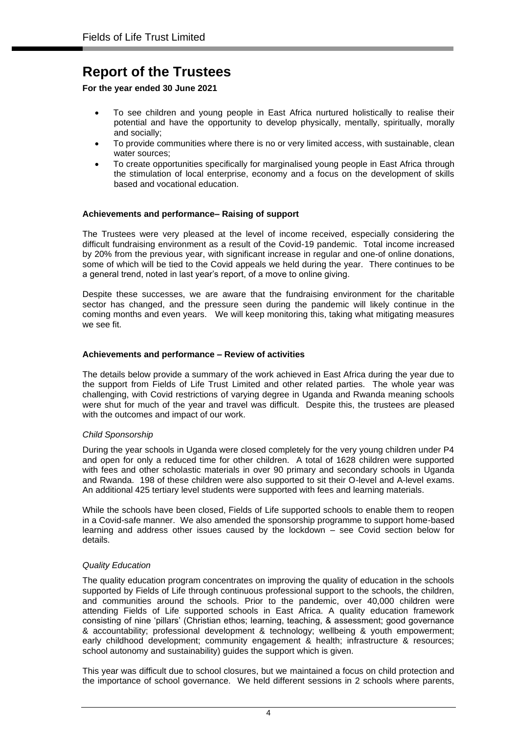# Report of the Trustees

**For the year ended 30 June 2021**

- To see children and young people in East Africa nurtured holistically to realise their potential and have the opportunity to develop physically, mentally, spiritually, morally and socially;
- To provide communities where there is no or very limited access, with sustainable, clean water sources;
- To create opportunities specifically for marginalised young people in East Africa through the stimulation of local enterprise, economy and a focus on the development of skills based and vocational education.

**Achievements and performance– Raising of support**

The Trustees were very pleased at the level of income received, especially considering the difficult fundraising environment as a result of the Covid-19 pandemic. Total income increased by 20% from the previous year, with significant increase in regular and one-of online donations, some of which will be tied to the Covid appeals we held during the year. There continues to be a general trend, noted in last year's report, of a move to online giving.

Despite these successes, we are aware that the fundraising environment for the charitable sector has changed, and the pressure seen during the pandemic will likely continue in the coming months and even years. We will keep monitoring this, taking what mitigating measures we see fit.

**Achievements and performance – Review of activities**

The details below provide a summary of the work achieved in East Africa during the year due to the support from Fields of Life Trust Limited and other related parties. The whole year was challenging, with Covid restrictions of varying degree in Uganda and Rwanda meaning schools were shut for much of the year and travel was difficult. Despite this, the trustees are pleased with the outcomes and impact of our work.

*Child Sponsorship*

During the year schools in Uganda were closed completely for the very young children under P4 and open for only a reduced time for other children. A total of 1628 children were supported with fees and other scholastic materials in over 90 primary and secondary schools in Uganda and Rwanda. 198 of these children were also supported to sit their O-level and A-level exams. An additional 425 tertiary level students were supported with fees and learning materials.

While the schools have been closed, Fields of Life supported schools to enable them to reopen in a Covid-safe manner. We also amended the sponsorship programme to support home-based learning and address other issues caused by the lockdown – see Covid section below for details.

*Quality Education*

The quality education program concentrates on improving the quality of education in the schools supported by Fields of Life through continuous professional support to the schools, the children, and communities around the schools. Prior to the pandemic, over 40,000 children were attending Fields of Life supported schools in East Africa. A quality education framework consisting of nine 'pillars' (Christian ethos; learning, teaching, & assessment; good governance & accountability; professional development & technology; wellbeing & youth empowerment; early childhood development; community engagement & health; infrastructure & resources; school autonomy and sustainability) guides the support which is given.

This year was difficult due to school closures, but we maintained a focus on child protection and the importance of school governance. We held different sessions in 2 schools where parents,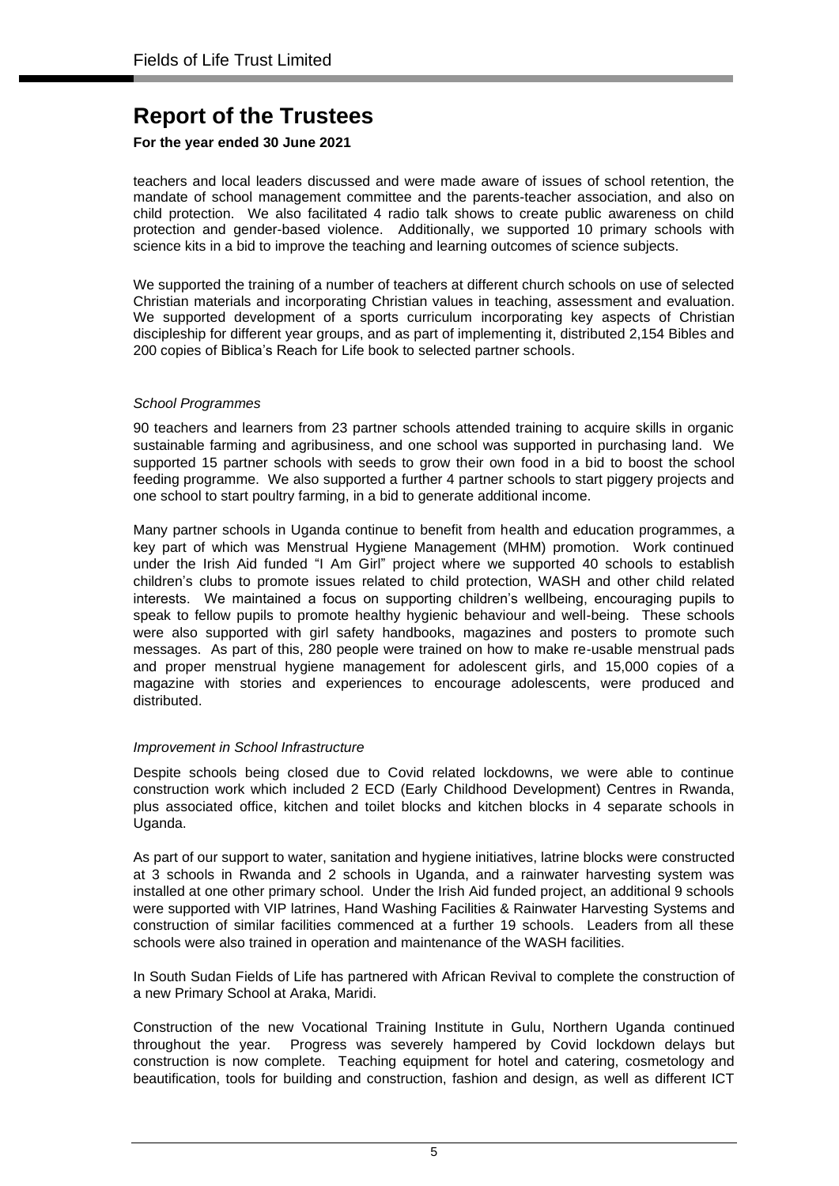# Report of the Trustees

**For the year ended 30 June 2021**

teachers and local leaders discussed and were made aware of issues of school retention, the mandate of school management committee and the parents-teacher association, and also on child protection. We also facilitated 4 radio talk shows to create public awareness on child protection and gender-based violence. Additionally, we supported 10 primary schools with science kits in a bid to improve the teaching and learning outcomes of science subjects.

We supported the training of a number of teachers at different church schools on use of selected Christian materials and incorporating Christian values in teaching, assessment and evaluation. We supported development of a sports curriculum incorporating key aspects of Christian discipleship for different year groups, and as part of implementing it, distributed 2,154 Bibles and 200 copies of Biblica's Reach for Life book to selected partner schools.

*School Programmes*

90 teachers and learners from 23 partner schools attended training to acquire skills in organic sustainable farming and agribusiness, and one school was supported in purchasing land. We supported 15 partner schools with seeds to grow their own food in a bid to boost the school feeding programme. We also supported a further 4 partner schools to start piggery projects and one school to start poultry farming, in a bid to generate additional income.

Many partner schools in Uganda continue to benefit from health and education programmes, a key part of which was Menstrual Hygiene Management (MHM) promotion. Work continued under the Irish Aid funded "I Am Girl" project where we supported 40 schools to establish children's clubs to promote issues related to child protection, WASH and other child related interests. We maintained a focus on supporting children's wellbeing, encouraging pupils to speak to fellow pupils to promote healthy hygienic behaviour and well-being. These schools were also supported with girl safety handbooks, magazines and posters to promote such messages. As part of this, 280 people were trained on how to make re-usable menstrual pads and proper menstrual hygiene management for adolescent girls, and 15,000 copies of a magazine with stories and experiences to encourage adolescents, were produced and distributed.

*Improvement in School Infrastructure*

Despite schools being closed due to Covid related lockdowns, we were able to continue construction work which included 2 ECD (Early Childhood Development) Centres in Rwanda, plus associated office, kitchen and toilet blocks and kitchen blocks in 4 separate schools in Uganda.

As part of our support to water, sanitation and hygiene initiatives, latrine blocks were constructed at 3 schools in Rwanda and 2 schools in Uganda, and a rainwater harvesting system was installed at one other primary school. Under the Irish Aid funded project, an additional 9 schools were supported with VIP latrines, Hand Washing Facilities & Rainwater Harvesting Systems and construction of similar facilities commenced at a further 19 schools. Leaders from all these schools were also trained in operation and maintenance of the WASH facilities.

In South Sudan Fields of Life has partnered with African Revival to complete the construction of a new Primary School at Araka, Maridi.

Construction of the new Vocational Training Institute in Gulu, Northern Uganda continued throughout the year. Progress was severely hampered by Covid lockdown delays but construction is now complete. Teaching equipment for hotel and catering, cosmetology and beautification, tools for building and construction, fashion and design, as well as different ICT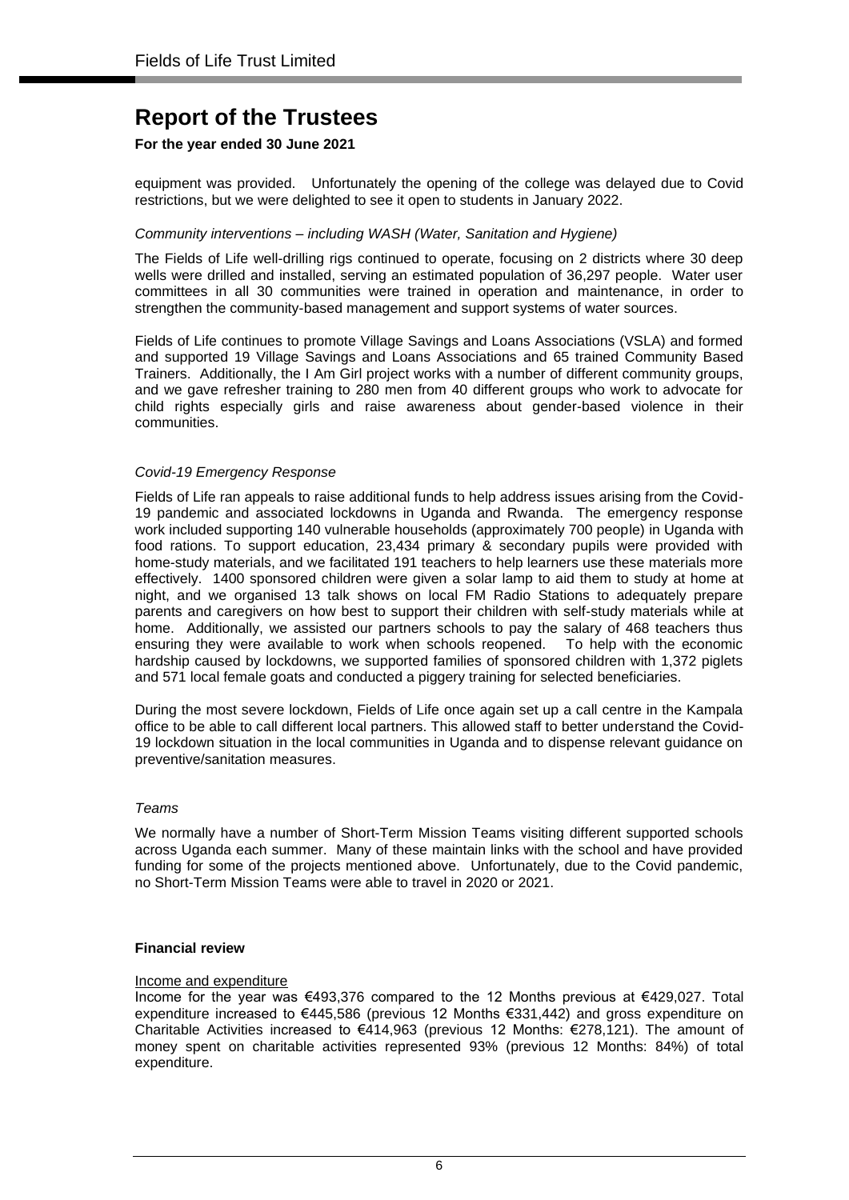# Report of the Trustees

**For the year ended 30 June 2021**

equipment was provided. Unfortunately the opening of the college was delayed due to Covid restrictions, but we were delighted to see it open to students in January 2022.

*Community interventions – including WASH (Water, Sanitation and Hygiene)*

The Fields of Life well-drilling rigs continued to operate, focusing on 2 districts where 30 deep wells were drilled and installed, serving an estimated population of 36,297 people. Water user committees in all 30 communities were trained in operation and maintenance, in order to strengthen the community-based management and support systems of water sources.

Fields of Life continues to promote Village Savings and Loans Associations (VSLA) and formed and supported 19 Village Savings and Loans Associations and 65 trained Community Based Trainers. Additionally, the I Am Girl project works with a number of different community groups, and we gave refresher training to 280 men from 40 different groups who work to advocate for child rights especially girls and raise awareness about gender-based violence in their communities.

*Covid-19 Emergency Response*

Fields of Life ran appeals to raise additional funds to help address issues arising from the Covid-19 pandemic and associated lockdowns in Uganda and Rwanda. The emergency response work included supporting 140 vulnerable households (approximately 700 people) in Uganda with food rations. To support education, 23,434 primary & secondary pupils were provided with home-study materials, and we facilitated 191 teachers to help learners use these materials more effectively. 1400 sponsored children were given a solar lamp to aid them to study at home at night, and we organised 13 talk shows on local FM Radio Stations to adequately prepare parents and caregivers on how best to support their children with self-study materials while at home. Additionally, we assisted our partners schools to pay the salary of 468 teachers thus ensuring they were available to work when schools reopened. To help with the economic hardship caused by lockdowns, we supported families of sponsored children with 1,372 piglets and 571 local female goats and conducted a piggery training for selected beneficiaries.

During the most severe lockdown, Fields of Life once again set up a call centre in the Kampala office to be able to call different local partners. This allowed staff to better understand the Covid-19 lockdown situation in the local communities in Uganda and to dispense relevant guidance on preventive/sanitation measures.

*Teams*

We normally have a number of Short-Term Mission Teams visiting different supported schools across Uganda each summer. Many of these maintain links with the school and have provided funding for some of the projects mentioned above. Unfortunately, due to the Covid pandemic, no Short-Term Mission Teams were able to travel in 2020 or 2021.

**Financial review**

Income and expenditure

Income for the year was €493,376 compared to the 12 Months previous at €429,027. Total expenditure increased to €445,586 (previous 12 Months €331,442) and gross expenditure on Charitable Activities increased to €414,963 (previous 12 Months: €278,121). The amount of money spent on charitable activities represented 93% (previous 12 Months: 84%) of total expenditure.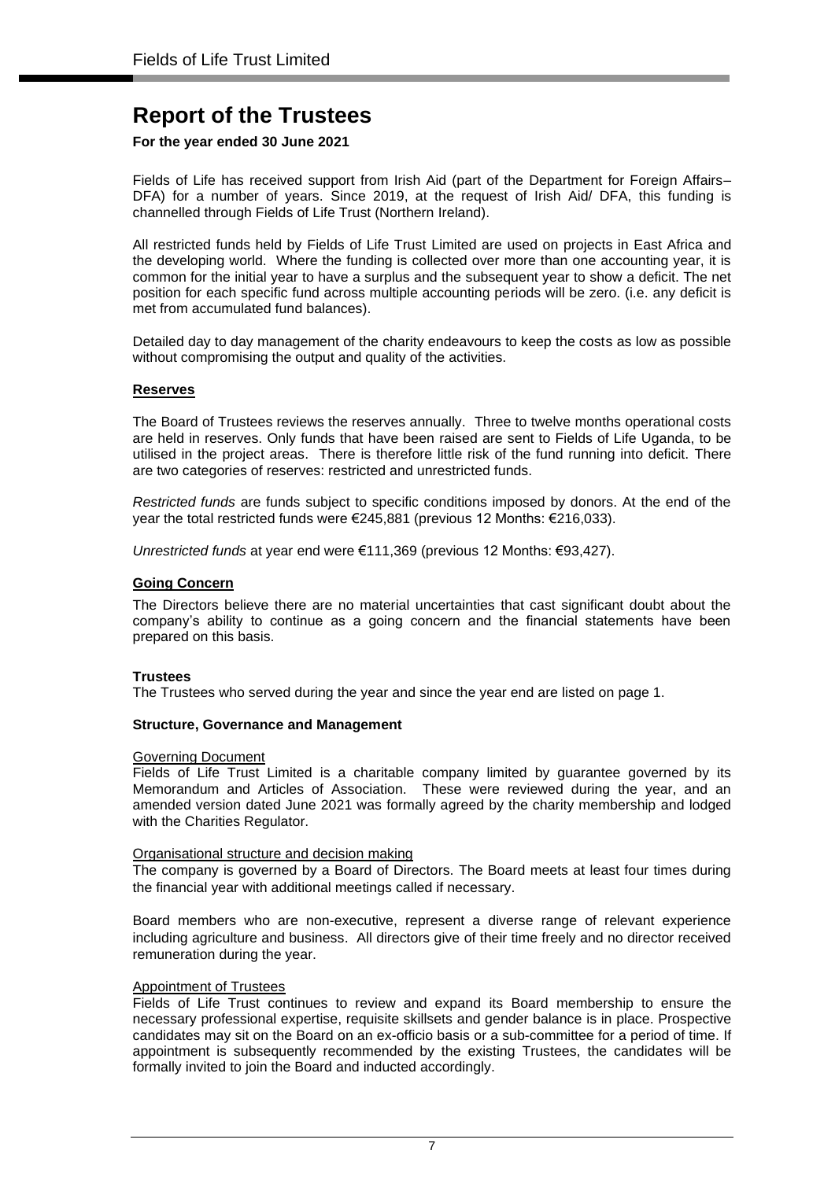# Report of the Trustees

**For the year ended 30 June 2021**

Fields of Life has received support from Irish Aid (part of the Department for Foreign Affairs– DFA) for a number of years. Since 2019, at the request of Irish Aid/ DFA, this funding is channelled through Fields of Life Trust (Northern Ireland).

All restricted funds held by Fields of Life Trust Limited are used on projects in East Africa and the developing world. Where the funding is collected over more than one accounting year, it is common for the initial year to have a surplus and the subsequent year to show a deficit. The net position for each specific fund across multiple accounting periods will be zero. (i.e. any deficit is met from accumulated fund balances).

Detailed day to day management of the charity endeavours to keep the costs as low as possible without compromising the output and quality of the activities.

## Reserves

The Board of Trustees reviews the reserves annually. Three to twelve months operational costs are held in reserves. Only funds that have been raised are sent to Fields of Life Uganda, to be utilised in the project areas. There is therefore little risk of the fund running into deficit. There are two categories of reserves: restricted and unrestricted funds.

*Restricted funds* are funds subject to specific conditions imposed by donors. At the end of the year the total restricted funds were €245,881 (previous 12 Months: €216,033).

*Unrestricted funds* at year end were €111,369 (previous 12 Months: €93,427).

## Going Concern

The Directors believe there are no material uncertainties that cast significant doubt about the company's ability to continue as a going concern and the financial statements have been prepared on this basis.

**Trustees**

The Trustees who served during the year and since the year end are listed on page 1.

**Structure, Governance and Management**

Governing Document

Fields of Life Trust Limited is a charitable company limited by guarantee governed by its Memorandum and Articles of Association. These were reviewed during the year, and an amended version dated June 2021 was formally agreed by the charity membership and lodged with the Charities Regulator.

Organisational structure and decision making

The company is governed by a Board of Directors. The Board meets at least four times during the financial year with additional meetings called if necessary.

Board members who are non-executive, represent a diverse range of relevant experience including agriculture and business. All directors give of their time freely and no director received remuneration during the year.

Appointment of Trustees

Fields of Life Trust continues to review and expand its Board membership to ensure the necessary professional expertise, requisite skillsets and gender balance is in place. Prospective candidates may sit on the Board on an ex-officio basis or a sub-committee for a period of time. If appointment is subsequently recommended by the existing Trustees, the candidates will be formally invited to join the Board and inducted accordingly.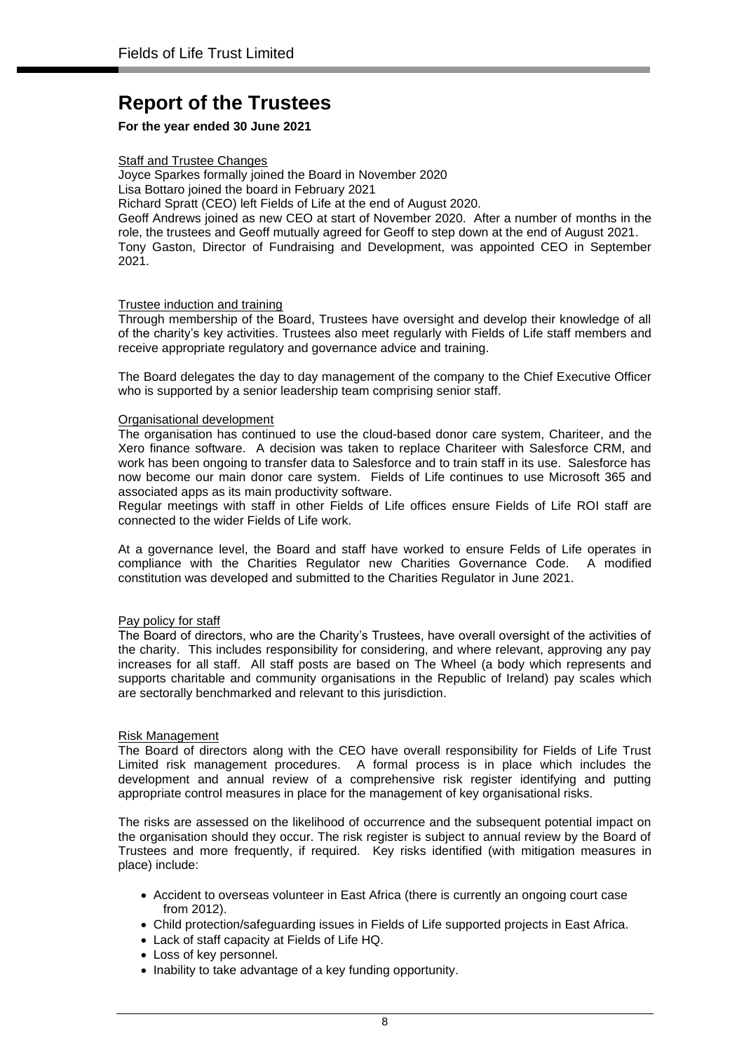# Report of the Trustees

**For the year ended 30 June 2021**

Staff and Trustee Changes

Joyce Sparkes formally joined the Board in November 2020
Lisa Bottaro joined the board in February 2021
Richard Spratt (CEO) left Fields of Life at the end of August 2020.
Geoff Andrews joined as new CEO at start of November 2020. After a number of months in the role, the trustees and Geoff mutually agreed for Geoff to step down at the end of August 2021.
Tony Gaston, Director of Fundraising and Development, was appointed CEO in September 2021.

Trustee induction and training

Through membership of the Board, Trustees have oversight and develop their knowledge of all of the charity's key activities. Trustees also meet regularly with Fields of Life staff members and receive appropriate regulatory and governance advice and training.

The Board delegates the day to day management of the company to the Chief Executive Officer who is supported by a senior leadership team comprising senior staff.

Organisational development

The organisation has continued to use the cloud-based donor care system, Chariteer, and the Xero finance software. A decision was taken to replace Chariteer with Salesforce CRM, and work has been ongoing to transfer data to Salesforce and to train staff in its use. Salesforce has now become our main donor care system. Fields of Life continues to use Microsoft 365 and associated apps as its main productivity software.
Regular meetings with staff in other Fields of Life offices ensure Fields of Life ROI staff are connected to the wider Fields of Life work.

At a governance level, the Board and staff have worked to ensure Felds of Life operates in compliance with the Charities Regulator new Charities Governance Code. A modified constitution was developed and submitted to the Charities Regulator in June 2021.

Pay policy for staff

The Board of directors, who are the Charity's Trustees, have overall oversight of the activities of the charity. This includes responsibility for considering, and where relevant, approving any pay increases for all staff. All staff posts are based on The Wheel (a body which represents and supports charitable and community organisations in the Republic of Ireland) pay scales which are sectorally benchmarked and relevant to this jurisdiction.

Risk Management

The Board of directors along with the CEO have overall responsibility for Fields of Life Trust Limited risk management procedures. A formal process is in place which includes the development and annual review of a comprehensive risk register identifying and putting appropriate control measures in place for the management of key organisational risks.

The risks are assessed on the likelihood of occurrence and the subsequent potential impact on the organisation should they occur. The risk register is subject to annual review by the Board of Trustees and more frequently, if required. Key risks identified (with mitigation measures in place) include:

- Accident to overseas volunteer in East Africa (there is currently an ongoing court case from 2012).
- Child protection/safeguarding issues in Fields of Life supported projects in East Africa.
- Lack of staff capacity at Fields of Life HQ.
- Loss of key personnel.
- Inability to take advantage of a key funding opportunity.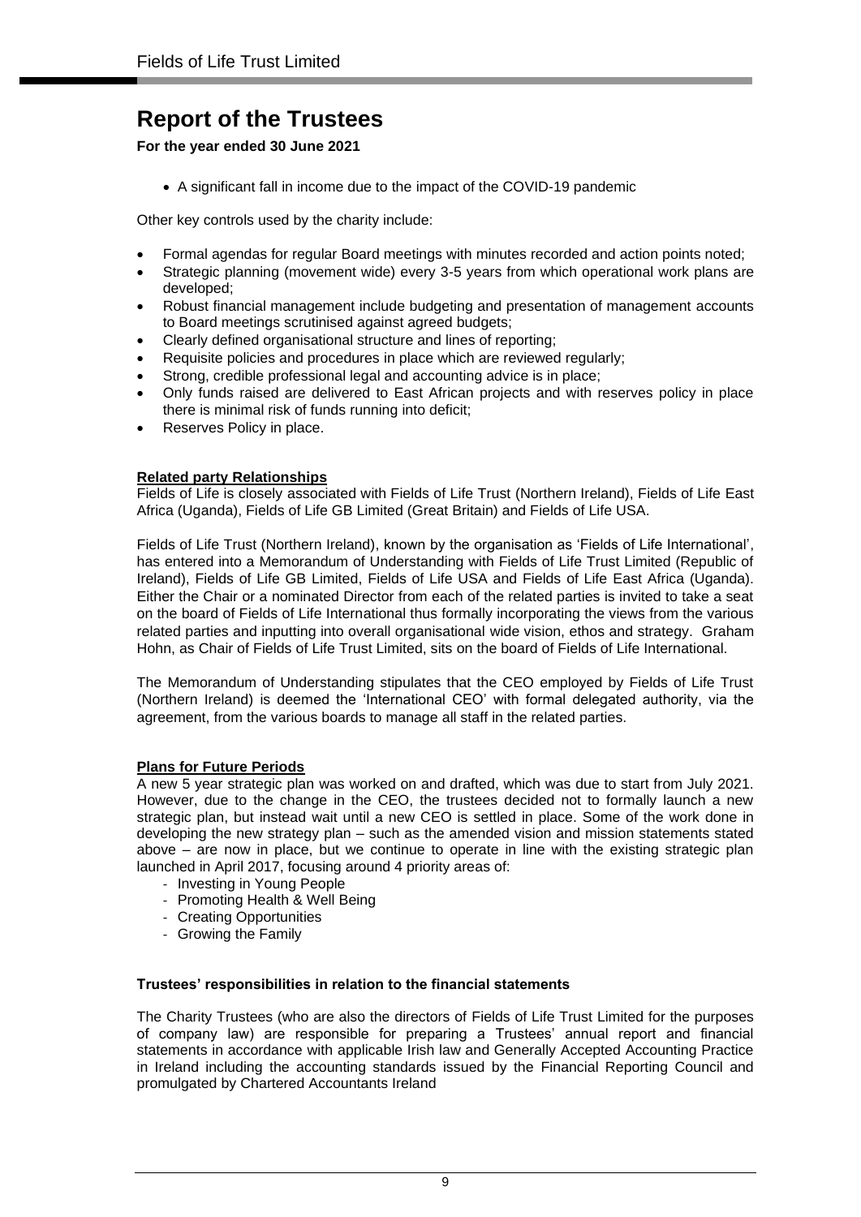# Report of the Trustees

**For the year ended 30 June 2021**

- A significant fall in income due to the impact of the COVID-19 pandemic

Other key controls used by the charity include:

- Formal agendas for regular Board meetings with minutes recorded and action points noted;
- Strategic planning (movement wide) every 3-5 years from which operational work plans are developed;
- Robust financial management include budgeting and presentation of management accounts to Board meetings scrutinised against agreed budgets;
- Clearly defined organisational structure and lines of reporting;
- Requisite policies and procedures in place which are reviewed regularly;
- Strong, credible professional legal and accounting advice is in place;
- Only funds raised are delivered to East African projects and with reserves policy in place there is minimal risk of funds running into deficit;
- Reserves Policy in place.

**Related party Relationships**

Fields of Life is closely associated with Fields of Life Trust (Northern Ireland), Fields of Life East Africa (Uganda), Fields of Life GB Limited (Great Britain) and Fields of Life USA.

Fields of Life Trust (Northern Ireland), known by the organisation as 'Fields of Life International', has entered into a Memorandum of Understanding with Fields of Life Trust Limited (Republic of Ireland), Fields of Life GB Limited, Fields of Life USA and Fields of Life East Africa (Uganda). Either the Chair or a nominated Director from each of the related parties is invited to take a seat on the board of Fields of Life International thus formally incorporating the views from the various related parties and inputting into overall organisational wide vision, ethos and strategy. Graham Hohn, as Chair of Fields of Life Trust Limited, sits on the board of Fields of Life International.

The Memorandum of Understanding stipulates that the CEO employed by Fields of Life Trust (Northern Ireland) is deemed the 'International CEO' with formal delegated authority, via the agreement, from the various boards to manage all staff in the related parties.

**Plans for Future Periods**

A new 5 year strategic plan was worked on and drafted, which was due to start from July 2021. However, due to the change in the CEO, the trustees decided not to formally launch a new strategic plan, but instead wait until a new CEO is settled in place. Some of the work done in developing the new strategy plan – such as the amended vision and mission statements stated above – are now in place, but we continue to operate in line with the existing strategic plan launched in April 2017, focusing around 4 priority areas of:

- Investing in Young People
- Promoting Health & Well Being
- Creating Opportunities
- Growing the Family

**Trustees' responsibilities in relation to the financial statements**

The Charity Trustees (who are also the directors of Fields of Life Trust Limited for the purposes of company law) are responsible for preparing a Trustees' annual report and financial statements in accordance with applicable Irish law and Generally Accepted Accounting Practice in Ireland including the accounting standards issued by the Financial Reporting Council and promulgated by Chartered Accountants Ireland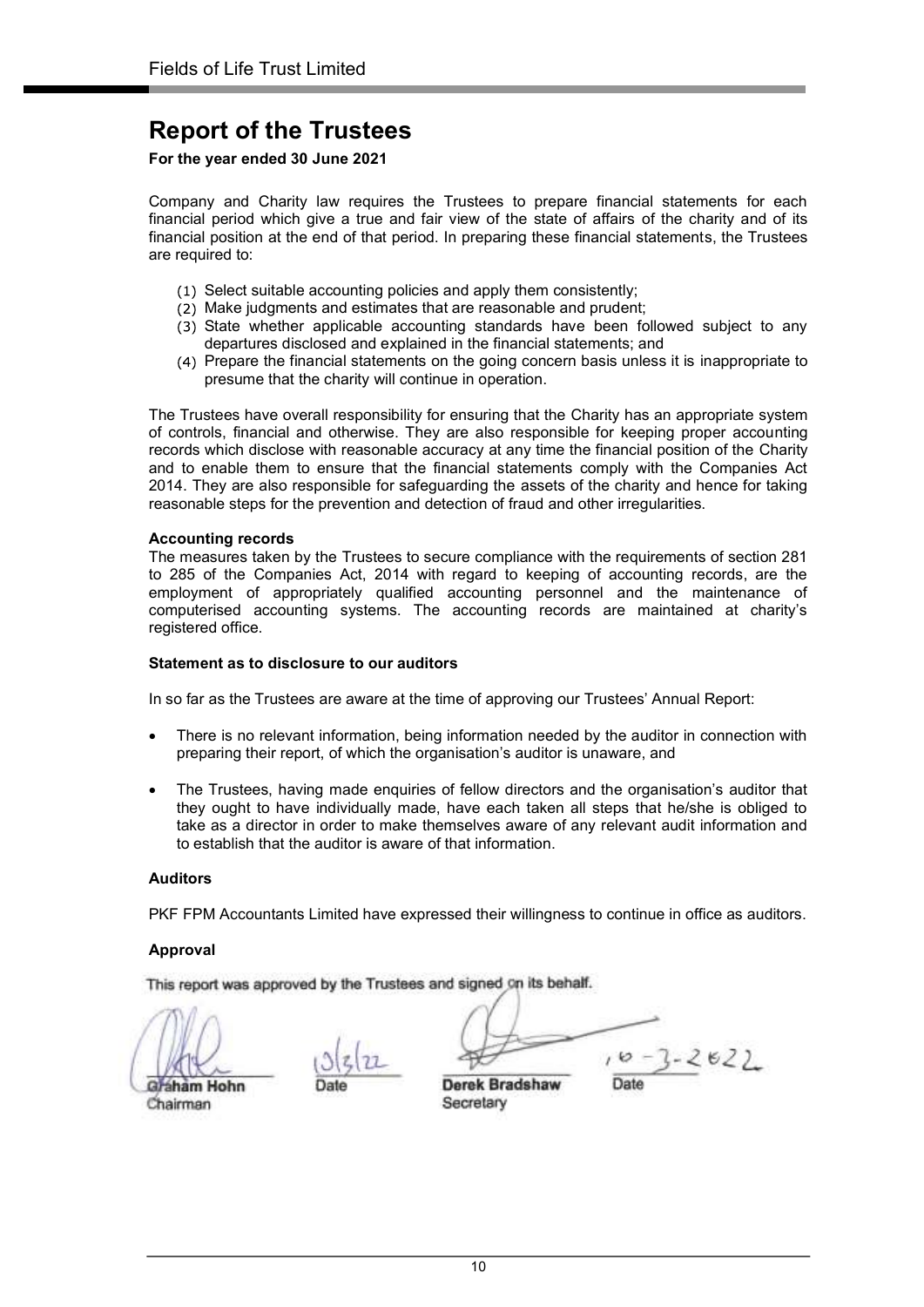# Report of the Trustees

**For the year ended 30 June 2021**

Company and Charity law requires the Trustees to prepare financial statements for each financial period which give a true and fair view of the state of affairs of the charity and of its financial position at the end of that period. In preparing these financial statements, the Trustees are required to:

(1) Select suitable accounting policies and apply them consistently;
(2) Make judgments and estimates that are reasonable and prudent;
(3) State whether applicable accounting standards have been followed subject to any departures disclosed and explained in the financial statements; and
(4) Prepare the financial statements on the going concern basis unless it is inappropriate to presume that the charity will continue in operation.

The Trustees have overall responsibility for ensuring that the Charity has an appropriate system of controls, financial and otherwise. They are also responsible for keeping proper accounting records which disclose with reasonable accuracy at any time the financial position of the Charity and to enable them to ensure that the financial statements comply with the Companies Act 2014. They are also responsible for safeguarding the assets of the charity and hence for taking reasonable steps for the prevention and detection of fraud and other irregularities.

**Accounting records**

The measures taken by the Trustees to secure compliance with the requirements of section 281 to 285 of the Companies Act, 2014 with regard to keeping of accounting records, are the employment of appropriately qualified accounting personnel and the maintenance of computerised accounting systems. The accounting records are maintained at charity's registered office.

**Statement as to disclosure to our auditors**

In so far as the Trustees are aware at the time of approving our Trustees' Annual Report:

- There is no relevant information, being information needed by the auditor in connection with preparing their report, of which the organisation's auditor is unaware, and
- The Trustees, having made enquiries of fellow directors and the organisation's auditor that they ought to have individually made, have each taken all steps that he/she is obliged to take as a director in order to make themselves aware of any relevant audit information and to establish that the auditor is aware of that information.

**Auditors**

PKF FPM Accountants Limited have expressed their willingness to continue in office as auditors.

**Approval**

This report was approved by the Trustees and signed on its behalf.

| | | | |
|---|---|---|---|
| Graham Hohn | 10/3/22 | Derek Bradshaw | 10-3-2022 |
| Chairman | Date | Secretary | Date |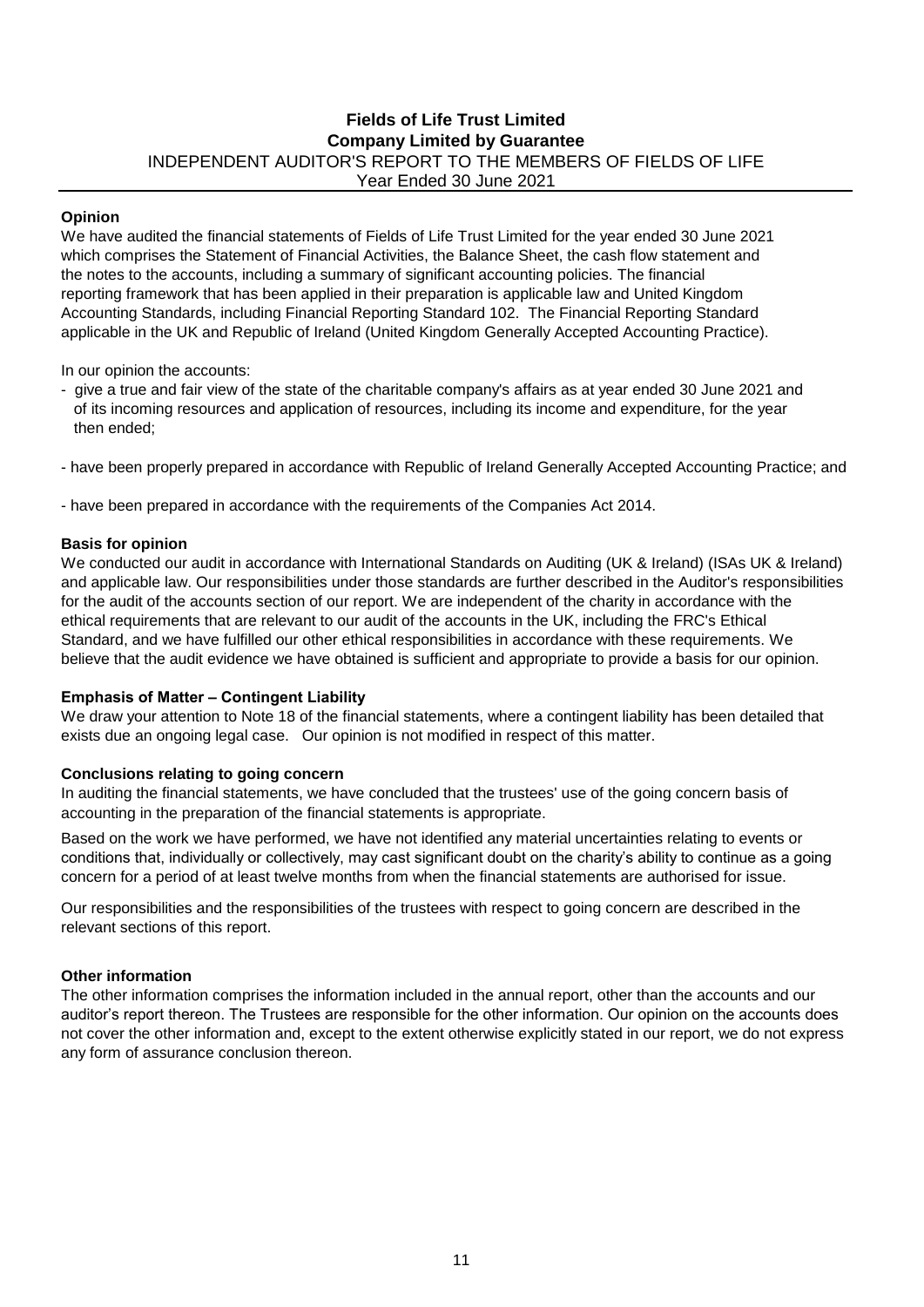# Fields of Life Trust Limited
## Company Limited by Guarantee
### INDEPENDENT AUDITOR'S REPORT TO THE MEMBERS OF FIELDS OF LIFE
Year Ended 30 June 2021

**Opinion**

We have audited the financial statements of Fields of Life Trust Limited for the year ended 30 June 2021 which comprises the Statement of Financial Activities, the Balance Sheet, the cash flow statement and the notes to the accounts, including a summary of significant accounting policies. The financial reporting framework that has been applied in their preparation is applicable law and United Kingdom Accounting Standards, including Financial Reporting Standard 102. The Financial Reporting Standard applicable in the UK and Republic of Ireland (United Kingdom Generally Accepted Accounting Practice).

In our opinion the accounts:

- give a true and fair view of the state of the charitable company's affairs as at year ended 30 June 2021 and of its incoming resources and application of resources, including its income and expenditure, for the year then ended;

- have been properly prepared in accordance with Republic of Ireland Generally Accepted Accounting Practice; and

- have been prepared in accordance with the requirements of the Companies Act 2014.

**Basis for opinion**

We conducted our audit in accordance with International Standards on Auditing (UK & Ireland) (ISAs UK & Ireland) and applicable law. Our responsibilities under those standards are further described in the Auditor's responsibilities for the audit of the accounts section of our report. We are independent of the charity in accordance with the ethical requirements that are relevant to our audit of the accounts in the UK, including the FRC's Ethical Standard, and we have fulfilled our other ethical responsibilities in accordance with these requirements. We believe that the audit evidence we have obtained is sufficient and appropriate to provide a basis for our opinion.

**Emphasis of Matter – Contingent Liability**

We draw your attention to Note 18 of the financial statements, where a contingent liability has been detailed that exists due an ongoing legal case. Our opinion is not modified in respect of this matter.

**Conclusions relating to going concern**

In auditing the financial statements, we have concluded that the trustees' use of the going concern basis of accounting in the preparation of the financial statements is appropriate.

Based on the work we have performed, we have not identified any material uncertainties relating to events or conditions that, individually or collectively, may cast significant doubt on the charity's ability to continue as a going concern for a period of at least twelve months from when the financial statements are authorised for issue.

Our responsibilities and the responsibilities of the trustees with respect to going concern are described in the relevant sections of this report.

**Other information**

The other information comprises the information included in the annual report, other than the accounts and our auditor's report thereon. The Trustees are responsible for the other information. Our opinion on the accounts does not cover the other information and, except to the extent otherwise explicitly stated in our report, we do not express any form of assurance conclusion thereon.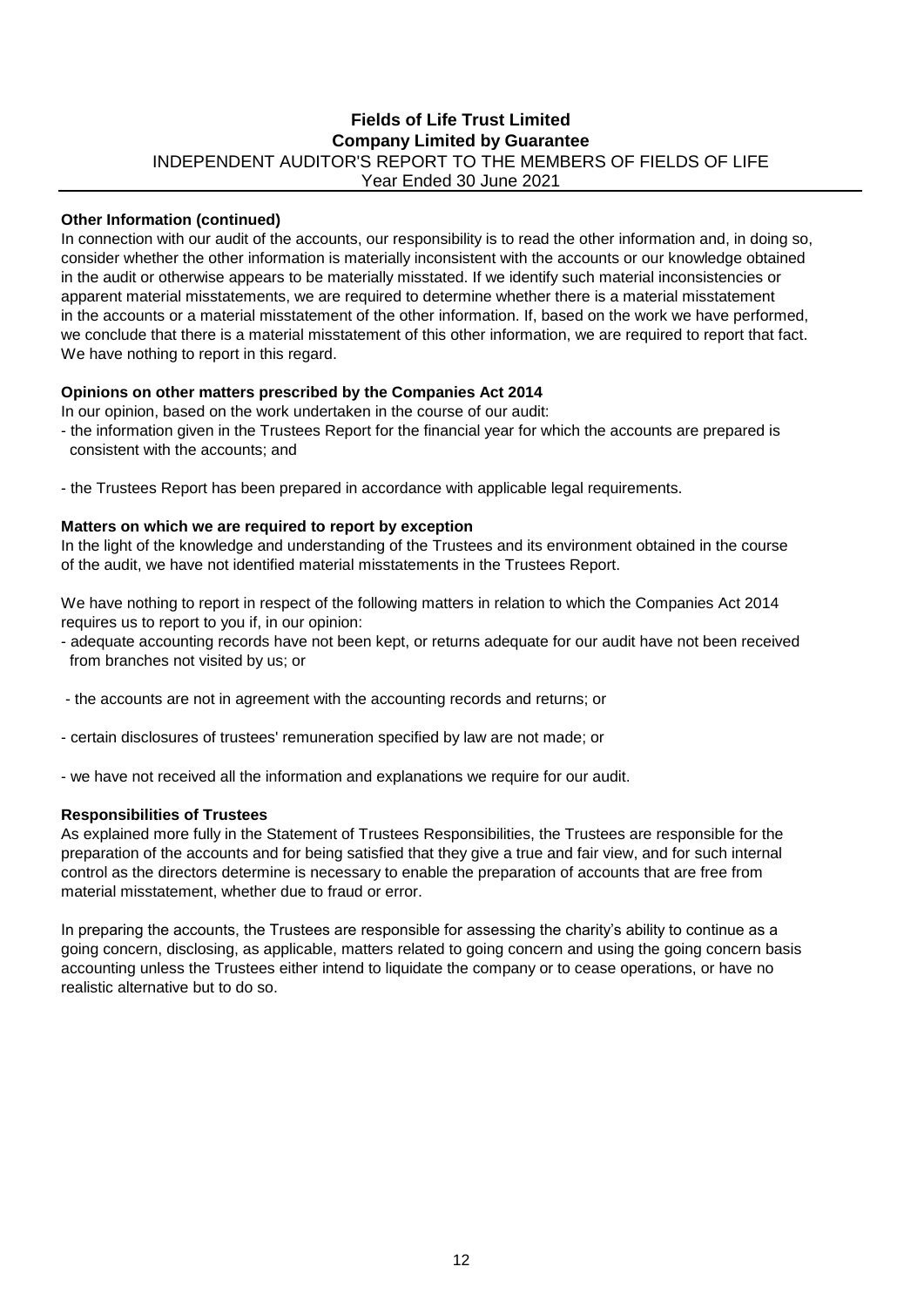**Other Information (continued)**

In connection with our audit of the accounts, our responsibility is to read the other information and, in doing so, consider whether the other information is materially inconsistent with the accounts or our knowledge obtained in the audit or otherwise appears to be materially misstated. If we identify such material inconsistencies or apparent material misstatements, we are required to determine whether there is a material misstatement in the accounts or a material misstatement of the other information. If, based on the work we have performed, we conclude that there is a material misstatement of this other information, we are required to report that fact. We have nothing to report in this regard.

**Opinions on other matters prescribed by the Companies Act 2014**

In our opinion, based on the work undertaken in the course of our audit:

- the information given in the Trustees Report for the financial year for which the accounts are prepared is consistent with the accounts; and

- the Trustees Report has been prepared in accordance with applicable legal requirements.

**Matters on which we are required to report by exception**

In the light of the knowledge and understanding of the Trustees and its environment obtained in the course of the audit, we have not identified material misstatements in the Trustees Report.

We have nothing to report in respect of the following matters in relation to which the Companies Act 2014 requires us to report to you if, in our opinion:

- adequate accounting records have not been kept, or returns adequate for our audit have not been received from branches not visited by us; or

- the accounts are not in agreement with the accounting records and returns; or

- certain disclosures of trustees' remuneration specified by law are not made; or

- we have not received all the information and explanations we require for our audit.

**Responsibilities of Trustees**

As explained more fully in the Statement of Trustees Responsibilities, the Trustees are responsible for the preparation of the accounts and for being satisfied that they give a true and fair view, and for such internal control as the directors determine is necessary to enable the preparation of accounts that are free from material misstatement, whether due to fraud or error.

In preparing the accounts, the Trustees are responsible for assessing the charity's ability to continue as a going concern, disclosing, as applicable, matters related to going concern and using the going concern basis accounting unless the Trustees either intend to liquidate the company or to cease operations, or have no realistic alternative but to do so.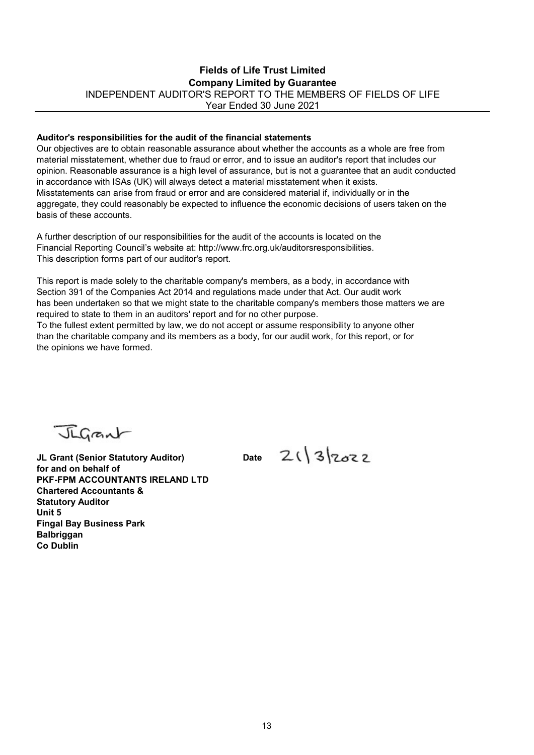**Fields of Life Trust Limited**
**Company Limited by Guarantee**
INDEPENDENT AUDITOR'S REPORT TO THE MEMBERS OF FIELDS OF LIFE
Year Ended 30 June 2021

**Auditor's responsibilities for the audit of the financial statements**

Our objectives are to obtain reasonable assurance about whether the accounts as a whole are free from material misstatement, whether due to fraud or error, and to issue an auditor's report that includes our opinion. Reasonable assurance is a high level of assurance, but is not a guarantee that an audit conducted in accordance with ISAs (UK) will always detect a material misstatement when it exists. Misstatements can arise from fraud or error and are considered material if, individually or in the aggregate, they could reasonably be expected to influence the economic decisions of users taken on the basis of these accounts.

A further description of our responsibilities for the audit of the accounts is located on the Financial Reporting Council's website at: http://www.frc.org.uk/auditorsresponsibilities. This description forms part of our auditor's report.

This report is made solely to the charitable company's members, as a body, in accordance with Section 391 of the Companies Act 2014 and regulations made under that Act. Our audit work has been undertaken so that we might state to the charitable company's members those matters we are required to state to them in an auditors' report and for no other purpose.
To the fullest extent permitted by law, we do not accept or assume responsibility to anyone other than the charitable company and its members as a body, for our audit work, for this report, or for the opinions we have formed.

JLGrant

**JL Grant (Senior Statutory Auditor)** **Date** 21/3/2022
**for and on behalf of**
**PKF-FPM ACCOUNTANTS IRELAND LTD**
**Chartered Accountants &**
**Statutory Auditor**
**Unit 5**
**Fingal Bay Business Park**
**Balbriggan**
**Co Dublin**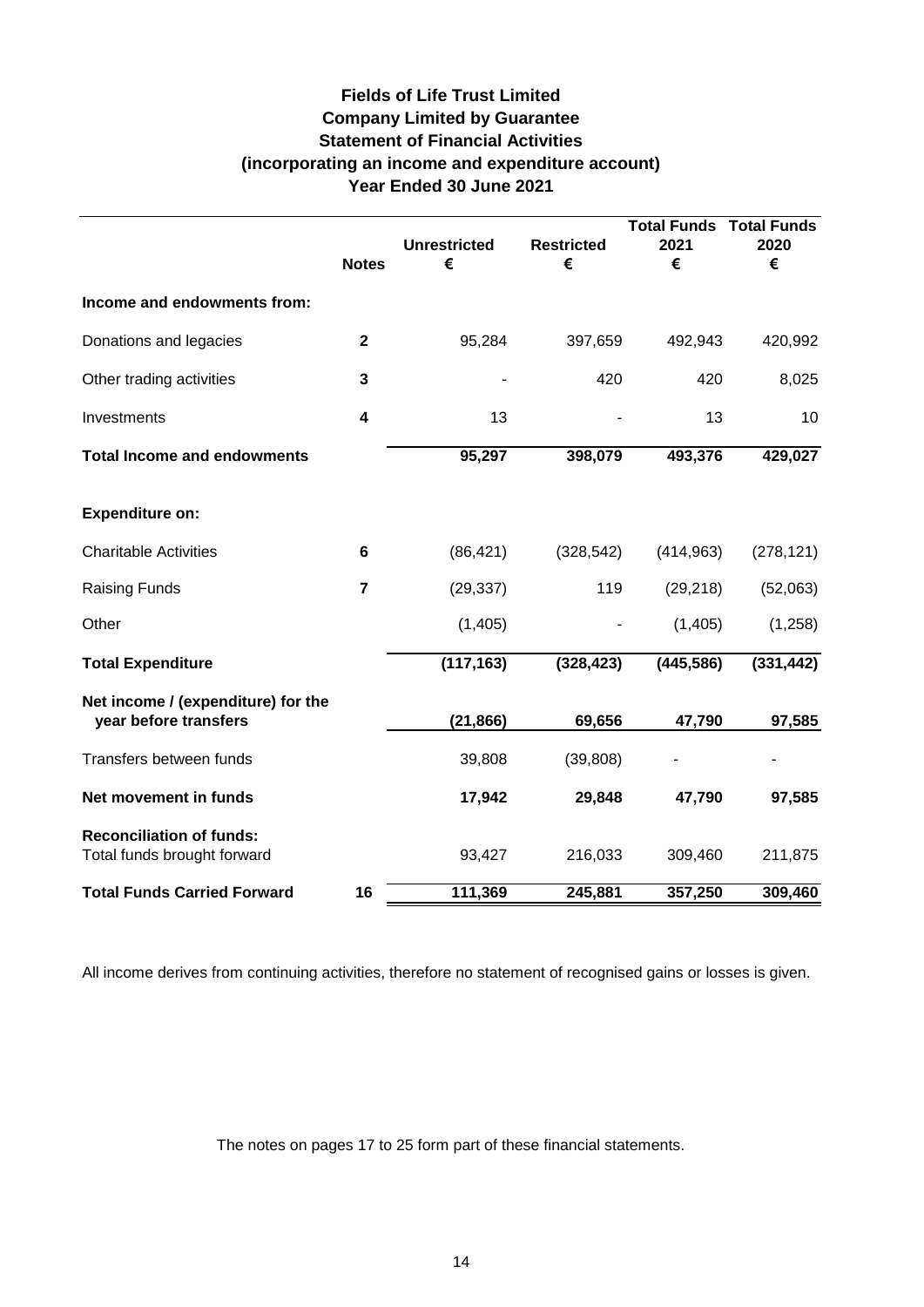# Fields of Life Trust Limited
## Company Limited by Guarantee
## Statement of Financial Activities
## (incorporating an income and expenditure account)
## Year Ended 30 June 2021

| | Notes | Unrestricted € | Restricted € | Total Funds 2021 € | Total Funds 2020 € |
|---|---|---|---|---|---|
| **Income and endowments from:** | | | | | |
| Donations and legacies | **2** | 95,284 | 397,659 | 492,943 | 420,992 |
| Other trading activities | **3** | - | 420 | 420 | 8,025 |
| Investments | **4** | 13 | - | 13 | 10 |
| **Total Income and endowments** | | **95,297** | **398,079** | **493,376** | **429,027** |
| **Expenditure on:** | | | | | |
| Charitable Activities | **6** | (86,421) | (328,542) | (414,963) | (278,121) |
| Raising Funds | **7** | (29,337) | 119 | (29,218) | (52,063) |
| Other | | (1,405) | - | (1,405) | (1,258) |
| **Total Expenditure** | | **(117,163)** | **(328,423)** | **(445,586)** | **(331,442)** |
| **Net income / (expenditure) for the year before transfers** | | **(21,866)** | **69,656** | **47,790** | **97,585** |
| Transfers between funds | | 39,808 | (39,808) | - | - |
| **Net movement in funds** | | **17,942** | **29,848** | **47,790** | **97,585** |
| **Reconciliation of funds:** | | | | | |
| Total funds brought forward | | 93,427 | 216,033 | 309,460 | 211,875 |
| **Total Funds Carried Forward** | **16** | **111,369** | **245,881** | **357,250** | **309,460** |

All income derives from continuing activities, therefore no statement of recognised gains or losses is given.

The notes on pages 17 to 25 form part of these financial statements.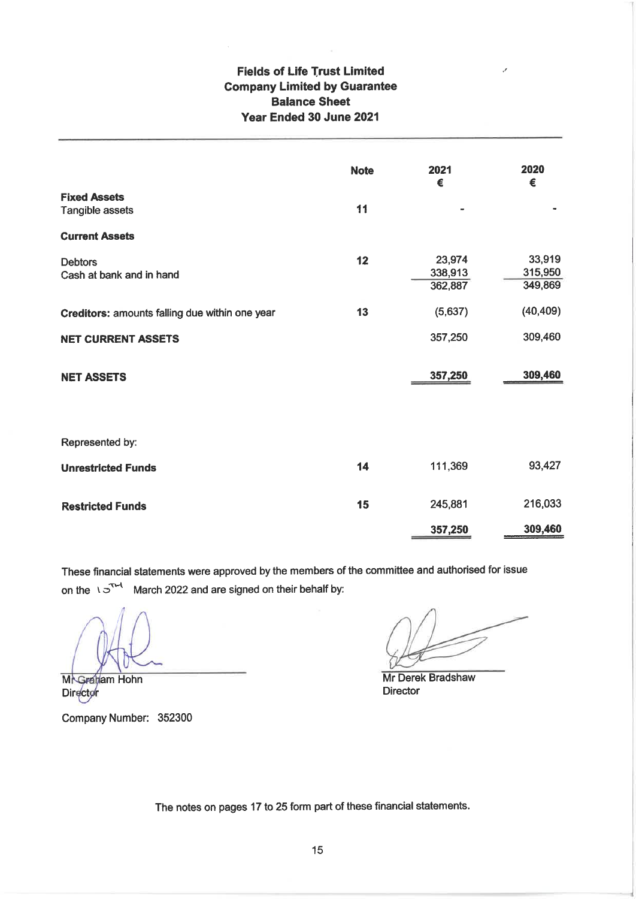# Fields of Life Trust Limited
## Company Limited by Guarantee
## Balance Sheet
## Year Ended 30 June 2021

| | Note | 2021 € | 2020 € |
|---|---|---|---|
| **Fixed Assets** | | | |
| Tangible assets | 11 | - | - |
| **Current Assets** | | | |
| Debtors | 12 | 23,974 | 33,919 |
| Cash at bank and in hand | | 338,913 | 315,950 |
| | | 362,887 | 349,869 |
| **Creditors:** amounts falling due within one year | 13 | (5,637) | (40,409) |
| **NET CURRENT ASSETS** | | 357,250 | 309,460 |
| **NET ASSETS** | | **357,250** | **309,460** |
| Represented by: | | | |
| **Unrestricted Funds** | 14 | 111,369 | 93,427 |
| **Restricted Funds** | 15 | 245,881 | 216,033 |
| | | **357,250** | **309,460** |

These financial statements were approved by the members of the committee and authorised for issue on the 15TH March 2022 and are signed on their behalf by:

Mr Graham Hohn
Director

Mr Derek Bradshaw
Director

Company Number: 352300

The notes on pages 17 to 25 form part of these financial statements.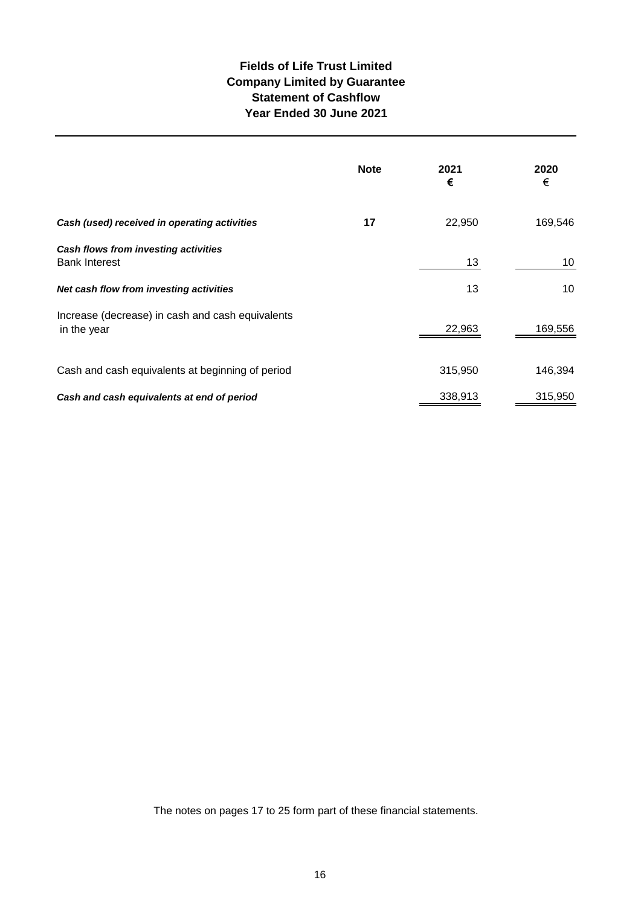**Fields of Life Trust Limited**
**Company Limited by Guarantee**
**Statement of Cashflow**
**Year Ended 30 June 2021**

| | Note | 2021 € | 2020 € |
|---|---|---|---|
| ***Cash (used) received in operating activities*** | 17 | 22,950 | 169,546 |
| ***Cash flows from investing activities*** | | | |
| Bank Interest | | 13 | 10 |
| ***Net cash flow from investing activities*** | | 13 | 10 |
| Increase (decrease) in cash and cash equivalents in the year | | 22,963 | 169,556 |
| Cash and cash equivalents at beginning of period | | 315,950 | 146,394 |
| ***Cash and cash equivalents at end of period*** | | 338,913 | 315,950 |

The notes on pages 17 to 25 form part of these financial statements.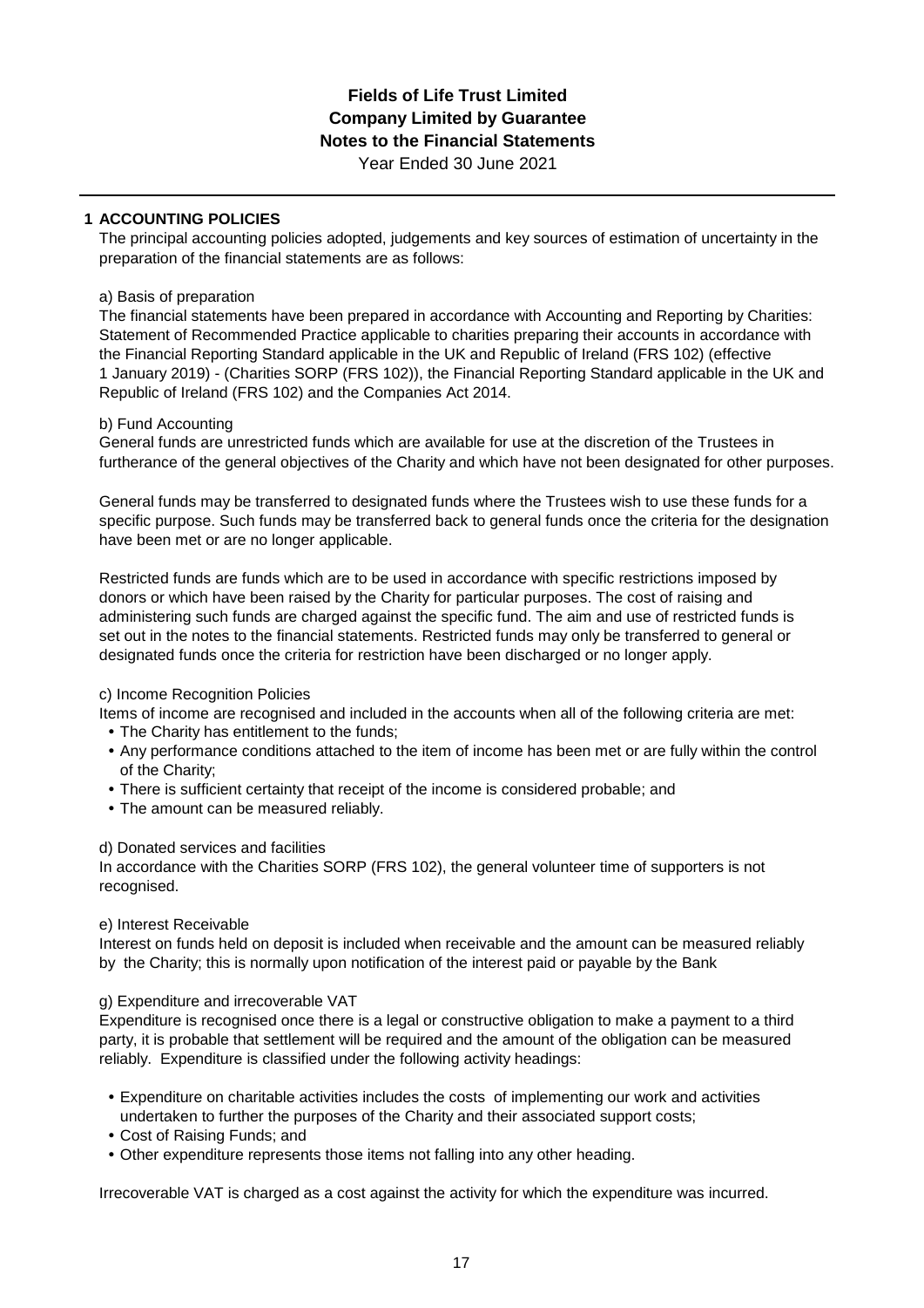**Fields of Life Trust Limited**
**Company Limited by Guarantee**
**Notes to the Financial Statements**
Year Ended 30 June 2021

## 1 ACCOUNTING POLICIES

The principal accounting policies adopted, judgements and key sources of estimation of uncertainty in the preparation of the financial statements are as follows:

a) Basis of preparation

The financial statements have been prepared in accordance with Accounting and Reporting by Charities: Statement of Recommended Practice applicable to charities preparing their accounts in accordance with the Financial Reporting Standard applicable in the UK and Republic of Ireland (FRS 102) (effective 1 January 2019) - (Charities SORP (FRS 102)), the Financial Reporting Standard applicable in the UK and Republic of Ireland (FRS 102) and the Companies Act 2014.

b) Fund Accounting

General funds are unrestricted funds which are available for use at the discretion of the Trustees in furtherance of the general objectives of the Charity and which have not been designated for other purposes.

General funds may be transferred to designated funds where the Trustees wish to use these funds for a specific purpose. Such funds may be transferred back to general funds once the criteria for the designation have been met or are no longer applicable.

Restricted funds are funds which are to be used in accordance with specific restrictions imposed by donors or which have been raised by the Charity for particular purposes. The cost of raising and administering such funds are charged against the specific fund. The aim and use of restricted funds is set out in the notes to the financial statements. Restricted funds may only be transferred to general or designated funds once the criteria for restriction have been discharged or no longer apply.

c) Income Recognition Policies

Items of income are recognised and included in the accounts when all of the following criteria are met:

- The Charity has entitlement to the funds;
- Any performance conditions attached to the item of income has been met or are fully within the control of the Charity;
- There is sufficient certainty that receipt of the income is considered probable; and
- The amount can be measured reliably.

d) Donated services and facilities

In accordance with the Charities SORP (FRS 102), the general volunteer time of supporters is not recognised.

e) Interest Receivable

Interest on funds held on deposit is included when receivable and the amount can be measured reliably by the Charity; this is normally upon notification of the interest paid or payable by the Bank

g) Expenditure and irrecoverable VAT

Expenditure is recognised once there is a legal or constructive obligation to make a payment to a third party, it is probable that settlement will be required and the amount of the obligation can be measured reliably. Expenditure is classified under the following activity headings:

- Expenditure on charitable activities includes the costs of implementing our work and activities undertaken to further the purposes of the Charity and their associated support costs;
- Cost of Raising Funds; and
- Other expenditure represents those items not falling into any other heading.

Irrecoverable VAT is charged as a cost against the activity for which the expenditure was incurred.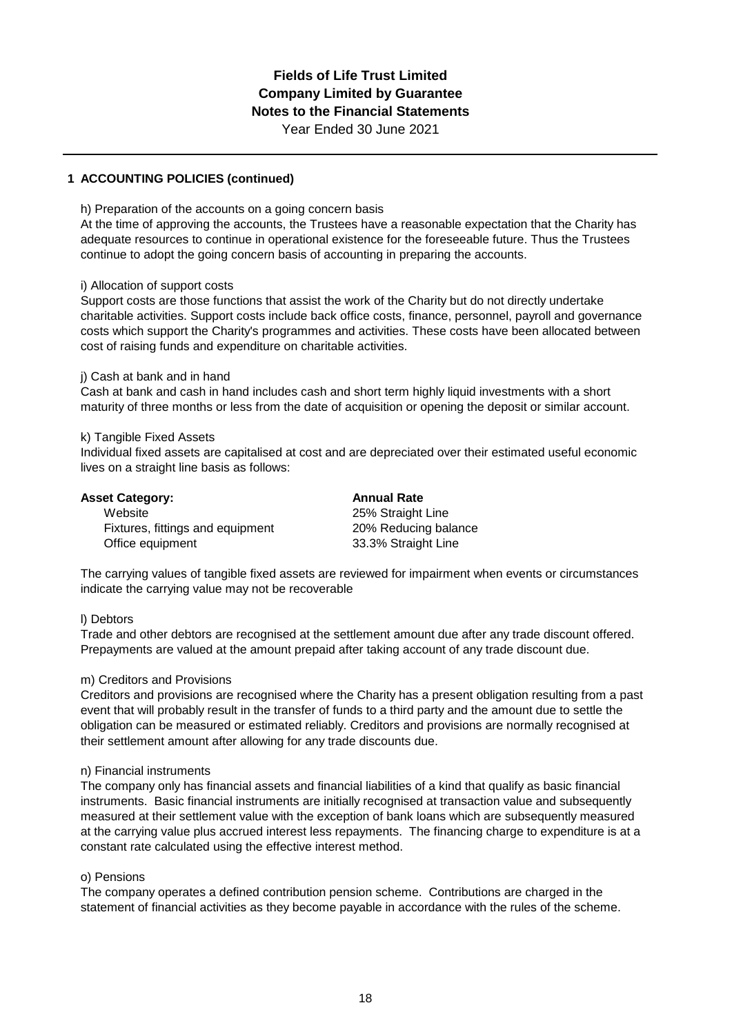# Fields of Life Trust Limited
## Company Limited by Guarantee
## Notes to the Financial Statements
Year Ended 30 June 2021

### 1 ACCOUNTING POLICIES (continued)

h) Preparation of the accounts on a going concern basis

At the time of approving the accounts, the Trustees have a reasonable expectation that the Charity has adequate resources to continue in operational existence for the foreseeable future. Thus the Trustees continue to adopt the going concern basis of accounting in preparing the accounts.

i) Allocation of support costs

Support costs are those functions that assist the work of the Charity but do not directly undertake charitable activities. Support costs include back office costs, finance, personnel, payroll and governance costs which support the Charity's programmes and activities. These costs have been allocated between cost of raising funds and expenditure on charitable activities.

j) Cash at bank and in hand

Cash at bank and cash in hand includes cash and short term highly liquid investments with a short maturity of three months or less from the date of acquisition or opening the deposit or similar account.

k) Tangible Fixed Assets

Individual fixed assets are capitalised at cost and are depreciated over their estimated useful economic lives on a straight line basis as follows:

| Asset Category: | Annual Rate |
|---|---|
| Website | 25% Straight Line |
| Fixtures, fittings and equipment | 20% Reducing balance |
| Office equipment | 33.3% Straight Line |

The carrying values of tangible fixed assets are reviewed for impairment when events or circumstances indicate the carrying value may not be recoverable

l) Debtors

Trade and other debtors are recognised at the settlement amount due after any trade discount offered. Prepayments are valued at the amount prepaid after taking account of any trade discount due.

m) Creditors and Provisions

Creditors and provisions are recognised where the Charity has a present obligation resulting from a past event that will probably result in the transfer of funds to a third party and the amount due to settle the obligation can be measured or estimated reliably. Creditors and provisions are normally recognised at their settlement amount after allowing for any trade discounts due.

n) Financial instruments

The company only has financial assets and financial liabilities of a kind that qualify as basic financial instruments. Basic financial instruments are initially recognised at transaction value and subsequently measured at their settlement value with the exception of bank loans which are subsequently measured at the carrying value plus accrued interest less repayments. The financing charge to expenditure is at a constant rate calculated using the effective interest method.

o) Pensions

The company operates a defined contribution pension scheme. Contributions are charged in the statement of financial activities as they become payable in accordance with the rules of the scheme.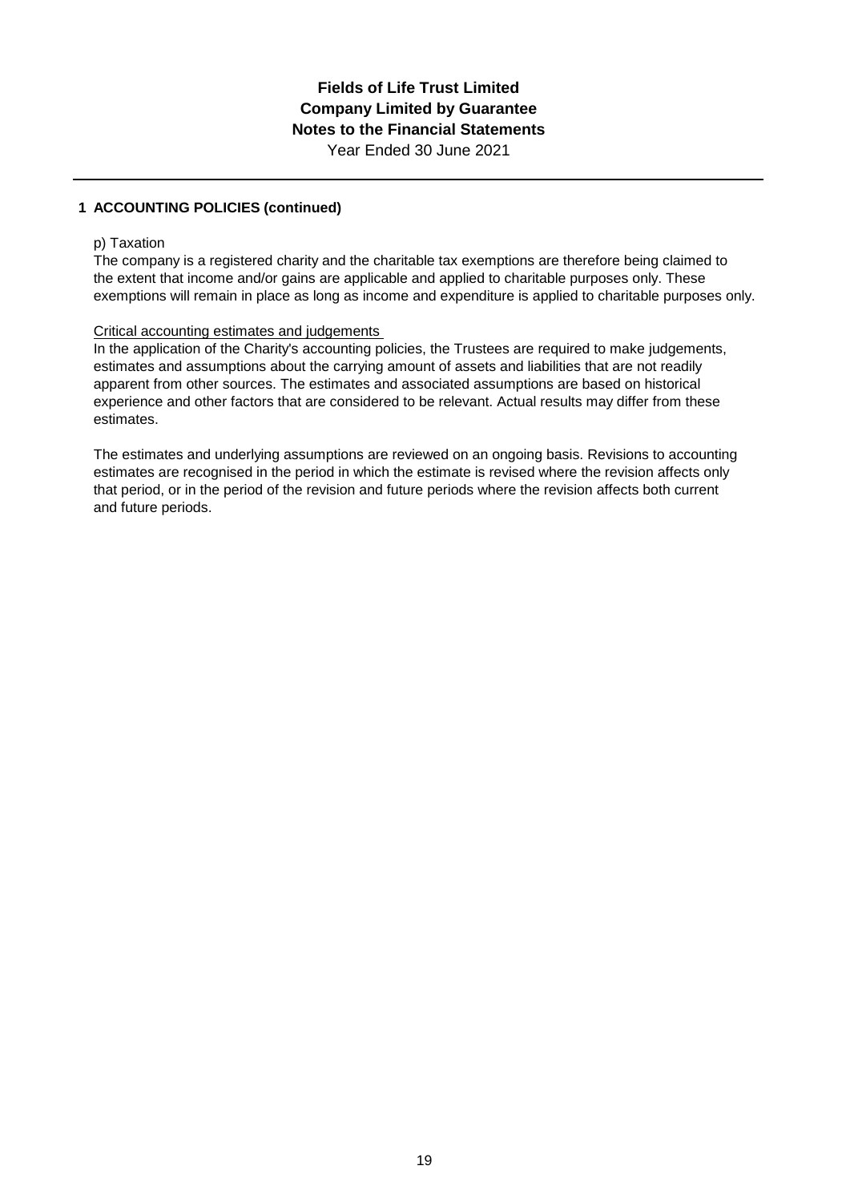# Fields of Life Trust Limited
## Company Limited by Guarantee
## Notes to the Financial Statements
Year Ended 30 June 2021

---

**1 ACCOUNTING POLICIES (continued)**

p) Taxation
The company is a registered charity and the charitable tax exemptions are therefore being claimed to the extent that income and/or gains are applicable and applied to charitable purposes only. These exemptions will remain in place as long as income and expenditure is applied to charitable purposes only.

Critical accounting estimates and judgements
In the application of the Charity's accounting policies, the Trustees are required to make judgements, estimates and assumptions about the carrying amount of assets and liabilities that are not readily apparent from other sources. The estimates and associated assumptions are based on historical experience and other factors that are considered to be relevant. Actual results may differ from these estimates.

The estimates and underlying assumptions are reviewed on an ongoing basis. Revisions to accounting estimates are recognised in the period in which the estimate is revised where the revision affects only that period, or in the period of the revision and future periods where the revision affects both current and future periods.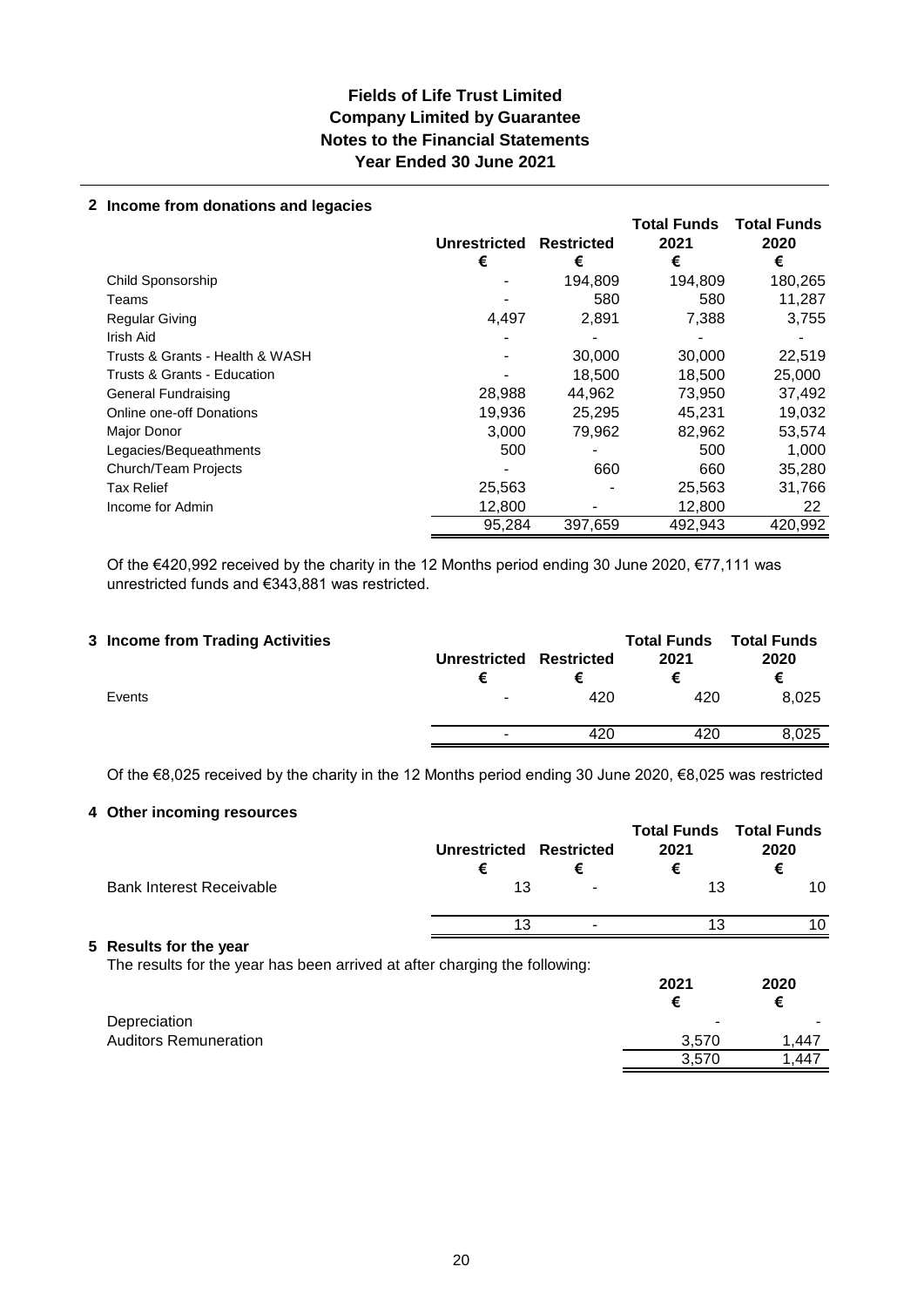# Fields of Life Trust Limited
## Company Limited by Guarantee
## Notes to the Financial Statements
## Year Ended 30 June 2021

### 2 Income from donations and legacies

| | Unrestricted € | Restricted € | Total Funds 2021 € | Total Funds 2020 € |
|---|---|---|---|---|
| Child Sponsorship | - | 194,809 | 194,809 | 180,265 |
| Teams | - | 580 | 580 | 11,287 |
| Regular Giving | 4,497 | 2,891 | 7,388 | 3,755 |
| Irish Aid | - | - | - | - |
| Trusts & Grants - Health & WASH | - | 30,000 | 30,000 | 22,519 |
| Trusts & Grants - Education | - | 18,500 | 18,500 | 25,000 |
| General Fundraising | 28,988 | 44,962 | 73,950 | 37,492 |
| Online one-off Donations | 19,936 | 25,295 | 45,231 | 19,032 |
| Major Donor | 3,000 | 79,962 | 82,962 | 53,574 |
| Legacies/Bequeathments | 500 | - | 500 | 1,000 |
| Church/Team Projects | - | 660 | 660 | 35,280 |
| Tax Relief | 25,563 | - | 25,563 | 31,766 |
| Income for Admin | 12,800 | - | 12,800 | 22 |
| | 95,284 | 397,659 | 492,943 | 420,992 |

Of the €420,992 received by the charity in the 12 Months period ending 30 June 2020, €77,111 was unrestricted funds and €343,881 was restricted.

### 3 Income from Trading Activities

| | Unrestricted € | Restricted € | Total Funds 2021 € | Total Funds 2020 € |
|---|---|---|---|---|
| Events | - | 420 | 420 | 8,025 |
| | - | 420 | 420 | 8,025 |

Of the €8,025 received by the charity in the 12 Months period ending 30 June 2020, €8,025 was restricted

### 4 Other incoming resources

| | Unrestricted € | Restricted € | Total Funds 2021 € | Total Funds 2020 € |
|---|---|---|---|---|
| Bank Interest Receivable | 13 | - | 13 | 10 |
| | 13 | - | 13 | 10 |

### 5 Results for the year

The results for the year has been arrived at after charging the following:

| | 2021 € | 2020 € |
|---|---|---|
| Depreciation | - | - |
| Auditors Remuneration | 3,570 | 1,447 |
| | 3,570 | 1,447 |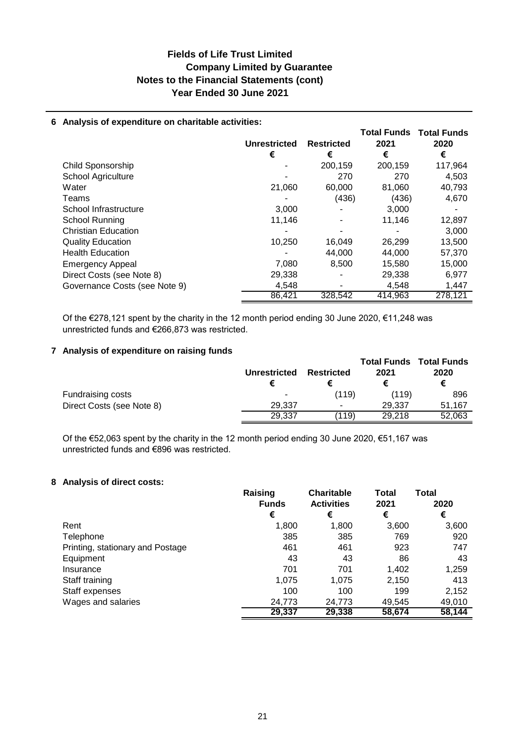# Fields of Life Trust Limited
## Company Limited by Guarantee
## Notes to the Financial Statements (cont)
## Year Ended 30 June 2021

### 6 Analysis of expenditure on charitable activities:

| | Unrestricted | Restricted | Total Funds 2021 | Total Funds 2020 |
|---|---|---|---|---|
| | € | € | € | € |
| Child Sponsorship | - | 200,159 | 200,159 | 117,964 |
| School Agriculture | - | 270 | 270 | 4,503 |
| Water | 21,060 | 60,000 | 81,060 | 40,793 |
| Teams | - | (436) | (436) | 4,670 |
| School Infrastructure | 3,000 | - | 3,000 | - |
| School Running | 11,146 | - | 11,146 | 12,897 |
| Christian Education | - | - | - | 3,000 |
| Quality Education | 10,250 | 16,049 | 26,299 | 13,500 |
| Health Education | - | 44,000 | 44,000 | 57,370 |
| Emergency Appeal | 7,080 | 8,500 | 15,580 | 15,000 |
| Direct Costs (see Note 8) | 29,338 | - | 29,338 | 6,977 |
| Governance Costs (see Note 9) | 4,548 | - | 4,548 | 1,447 |
| | 86,421 | 328,542 | 414,963 | 278,121 |

Of the €278,121 spent by the charity in the 12 month period ending 30 June 2020, €11,248 was unrestricted funds and €266,873 was restricted.

### 7 Analysis of expenditure on raising funds

| | Unrestricted | Restricted | Total Funds 2021 | Total Funds 2020 |
|---|---|---|---|---|
| | € | € | € | € |
| Fundraising costs | - | (119) | (119) | 896 |
| Direct Costs (see Note 8) | 29,337 | - | 29,337 | 51,167 |
| | 29,337 | (119) | 29,218 | 52,063 |

Of the €52,063 spent by the charity in the 12 month period ending 30 June 2020, €51,167 was unrestricted funds and €896 was restricted.

### 8 Analysis of direct costs:

| | Raising Funds | Charitable Activities | Total 2021 | Total 2020 |
|---|---|---|---|---|
| | € | € | € | € |
| Rent | 1,800 | 1,800 | 3,600 | 3,600 |
| Telephone | 385 | 385 | 769 | 920 |
| Printing, stationary and Postage | 461 | 461 | 923 | 747 |
| Equipment | 43 | 43 | 86 | 43 |
| Insurance | 701 | 701 | 1,402 | 1,259 |
| Staff training | 1,075 | 1,075 | 2,150 | 413 |
| Staff expenses | 100 | 100 | 199 | 2,152 |
| Wages and salaries | 24,773 | 24,773 | 49,545 | 49,010 |
| | **29,337** | **29,338** | **58,674** | **58,144** |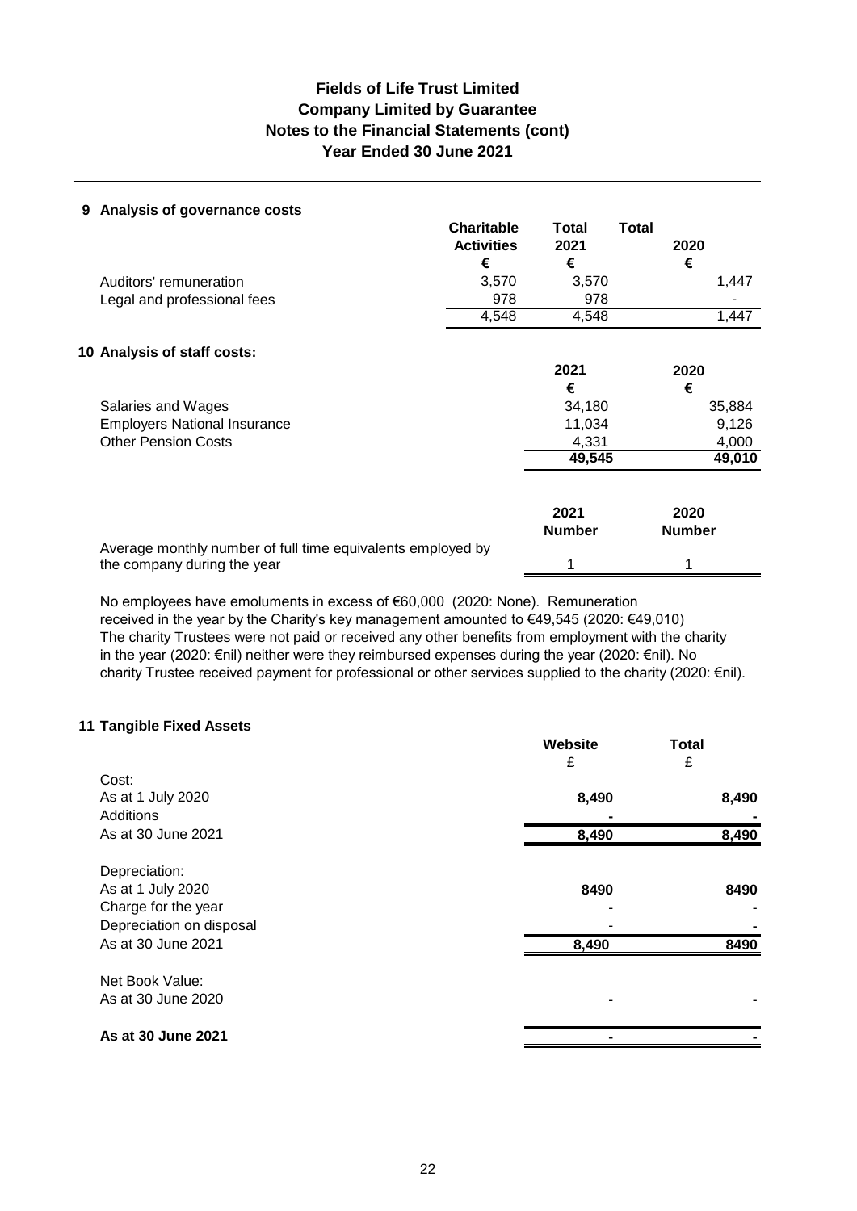# Fields of Life Trust Limited
## Company Limited by Guarantee
## Notes to the Financial Statements (cont)
## Year Ended 30 June 2021

### 9 Analysis of governance costs

| | Charitable Activities | Total 2021 | Total 2020 |
|---|---|---|---|
| | € | € | € |
| Auditors' remuneration | 3,570 | 3,570 | 1,447 |
| Legal and professional fees | 978 | 978 | - |
| | 4,548 | 4,548 | 1,447 |

### 10 Analysis of staff costs:

| | 2021 | 2020 |
|---|---|---|
| | € | € |
| Salaries and Wages | 34,180 | 35,884 |
| Employers National Insurance | 11,034 | 9,126 |
| Other Pension Costs | 4,331 | 4,000 |
| | 49,545 | 49,010 |

| | 2021 Number | 2020 Number |
|---|---|---|
| Average monthly number of full time equivalents employed by the company during the year | 1 | 1 |

No employees have emoluments in excess of €60,000 (2020: None). Remuneration received in the year by the Charity's key management amounted to €49,545 (2020: €49,010) The charity Trustees were not paid or received any other benefits from employment with the charity in the year (2020: €nil) neither were they reimbursed expenses during the year (2020: €nil). No charity Trustee received payment for professional or other services supplied to the charity (2020: €nil).

### 11 Tangible Fixed Assets

| | Website | Total |
|---|---|---|
| | £ | £ |
| **Cost:** | | |
| As at 1 July 2020 | 8,490 | 8,490 |
| Additions | - | - |
| As at 30 June 2021 | 8,490 | 8,490 |
| **Depreciation:** | | |
| As at 1 July 2020 | 8490 | 8490 |
| Charge for the year | - | - |
| Depreciation on disposal | - | - |
| As at 30 June 2021 | 8,490 | 8490 |
| **Net Book Value:** | | |
| As at 30 June 2020 | - | - |
| **As at 30 June 2021** | - | - |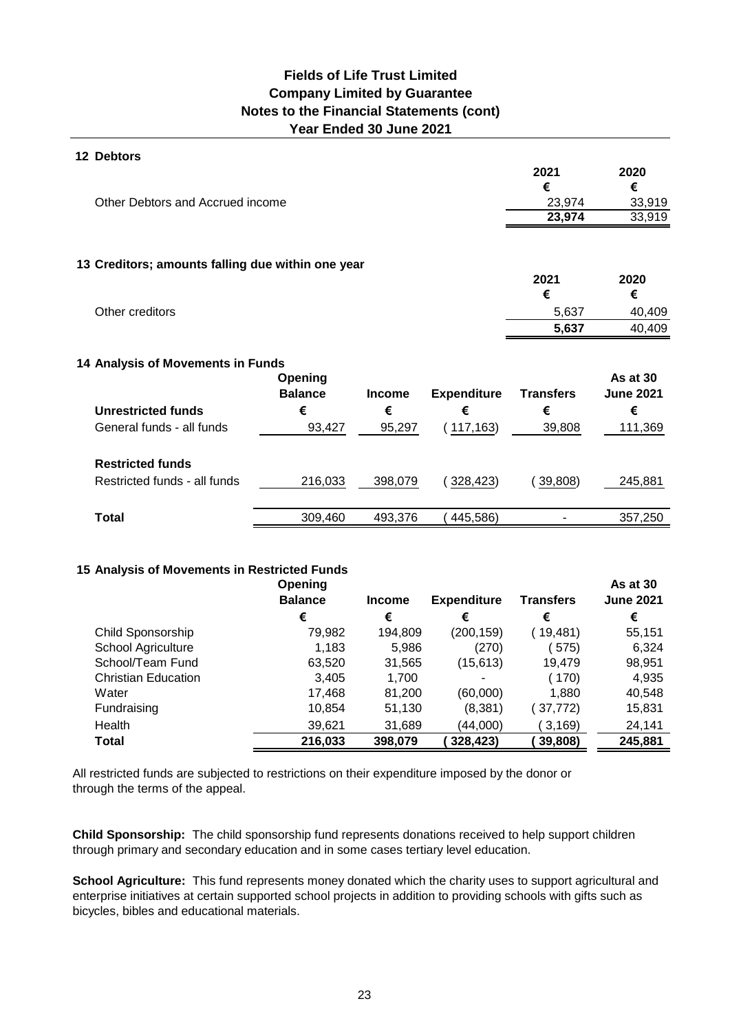## 12 Debtors

| | 2021 | 2020 |
|---|---|---|
| | € | € |
| Other Debtors and Accrued income | 23,974 | 33,919 |
| | **23,974** | 33,919 |

## 13 Creditors; amounts falling due within one year

| | 2021 | 2020 |
|---|---|---|
| | € | € |
| Other creditors | 5,637 | 40,409 |
| | **5,637** | 40,409 |

## 14 Analysis of Movements in Funds

| | Opening Balance | Income | Expenditure | Transfers | As at 30 June 2021 |
|---|---|---|---|---|---|
| **Unrestricted funds** | € | € | € | € | € |
| General funds - all funds | 93,427 | 95,297 | ( 117,163) | 39,808 | 111,369 |
| **Restricted funds** | | | | | |
| Restricted funds - all funds | 216,033 | 398,079 | ( 328,423) | ( 39,808) | 245,881 |
| **Total** | 309,460 | 493,376 | ( 445,586) | - | 357,250 |

## 15 Analysis of Movements in Restricted Funds

| | Opening Balance | Income | Expenditure | Transfers | As at 30 June 2021 |
|---|---|---|---|---|---|
| | € | € | € | € | € |
| Child Sponsorship | 79,982 | 194,809 | (200,159) | ( 19,481) | 55,151 |
| School Agriculture | 1,183 | 5,986 | (270) | ( 575) | 6,324 |
| School/Team Fund | 63,520 | 31,565 | (15,613) | 19,479 | 98,951 |
| Christian Education | 3,405 | 1,700 | - | ( 170) | 4,935 |
| Water | 17,468 | 81,200 | (60,000) | 1,880 | 40,548 |
| Fundraising | 10,854 | 51,130 | (8,381) | ( 37,772) | 15,831 |
| Health | 39,621 | 31,689 | (44,000) | ( 3,169) | 24,141 |
| **Total** | **216,033** | **398,079** | **( 328,423)** | **( 39,808)** | **245,881** |

All restricted funds are subjected to restrictions on their expenditure imposed by the donor or through the terms of the appeal.

**Child Sponsorship:** The child sponsorship fund represents donations received to help support children through primary and secondary education and in some cases tertiary level education.

**School Agriculture:** This fund represents money donated which the charity uses to support agricultural and enterprise initiatives at certain supported school projects in addition to providing schools with gifts such as bicycles, bibles and educational materials.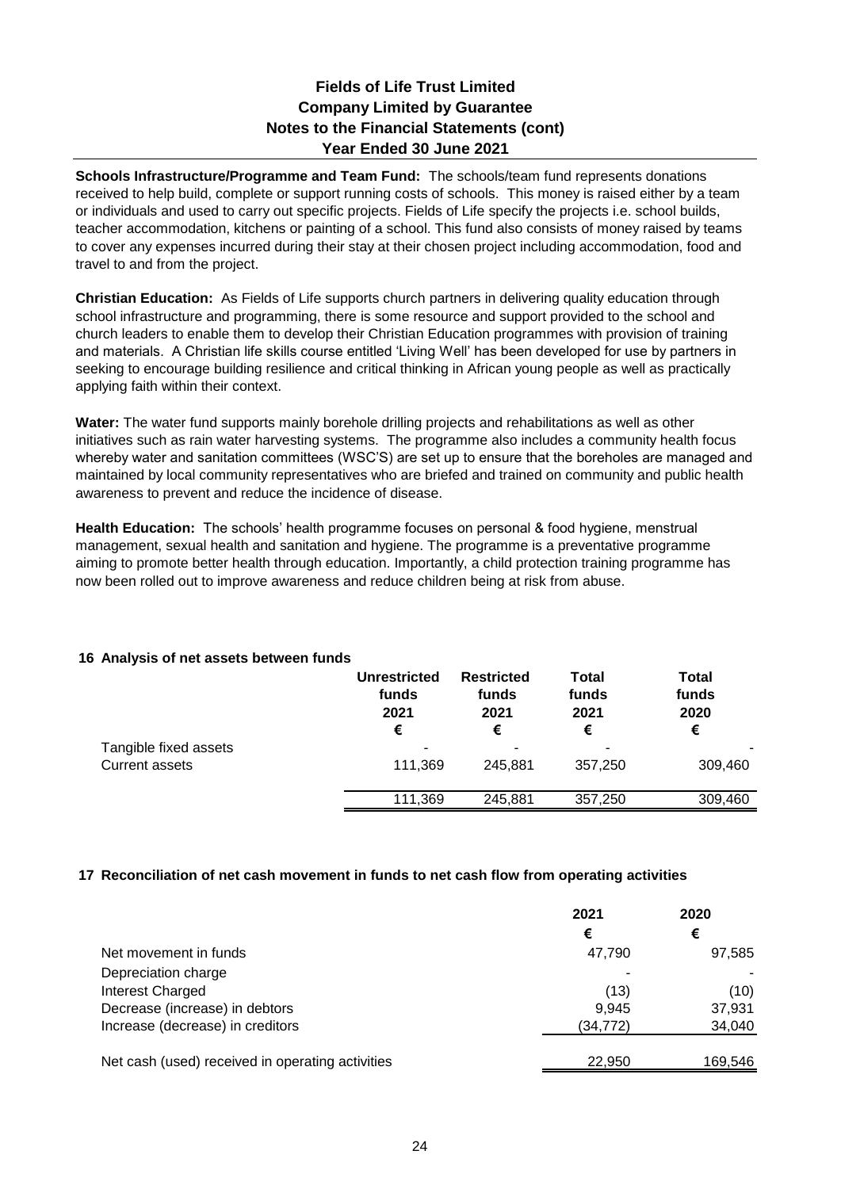**Schools Infrastructure/Programme and Team Fund:** The schools/team fund represents donations received to help build, complete or support running costs of schools. This money is raised either by a team or individuals and used to carry out specific projects. Fields of Life specify the projects i.e. school builds, teacher accommodation, kitchens or painting of a school. This fund also consists of money raised by teams to cover any expenses incurred during their stay at their chosen project including accommodation, food and travel to and from the project.

**Christian Education:** As Fields of Life supports church partners in delivering quality education through school infrastructure and programming, there is some resource and support provided to the school and church leaders to enable them to develop their Christian Education programmes with provision of training and materials. A Christian life skills course entitled 'Living Well' has been developed for use by partners in seeking to encourage building resilience and critical thinking in African young people as well as practically applying faith within their context.

**Water:** The water fund supports mainly borehole drilling projects and rehabilitations as well as other initiatives such as rain water harvesting systems. The programme also includes a community health focus whereby water and sanitation committees (WSC'S) are set up to ensure that the boreholes are managed and maintained by local community representatives who are briefed and trained on community and public health awareness to prevent and reduce the incidence of disease.

**Health Education:** The schools' health programme focuses on personal & food hygiene, menstrual management, sexual health and sanitation and hygiene. The programme is a preventative programme aiming to promote better health through education. Importantly, a child protection training programme has now been rolled out to improve awareness and reduce children being at risk from abuse.

## 16 Analysis of net assets between funds

| | Unrestricted funds 2021 € | Restricted funds 2021 € | Total funds 2021 € | Total funds 2020 € |
|---|---|---|---|---|
| Tangible fixed assets | - | - | - | - |
| Current assets | 111,369 | 245,881 | 357,250 | 309,460 |
| | 111,369 | 245,881 | 357,250 | 309,460 |

## 17 Reconciliation of net cash movement in funds to net cash flow from operating activities

| | 2021 € | 2020 € |
|---|---|---|
| Net movement in funds | 47,790 | 97,585 |
| Depreciation charge | - | - |
| Interest Charged | (13) | (10) |
| Decrease (increase) in debtors | 9,945 | 37,931 |
| Increase (decrease) in creditors | (34,772) | 34,040 |
| Net cash (used) received in operating activities | 22,950 | 169,546 |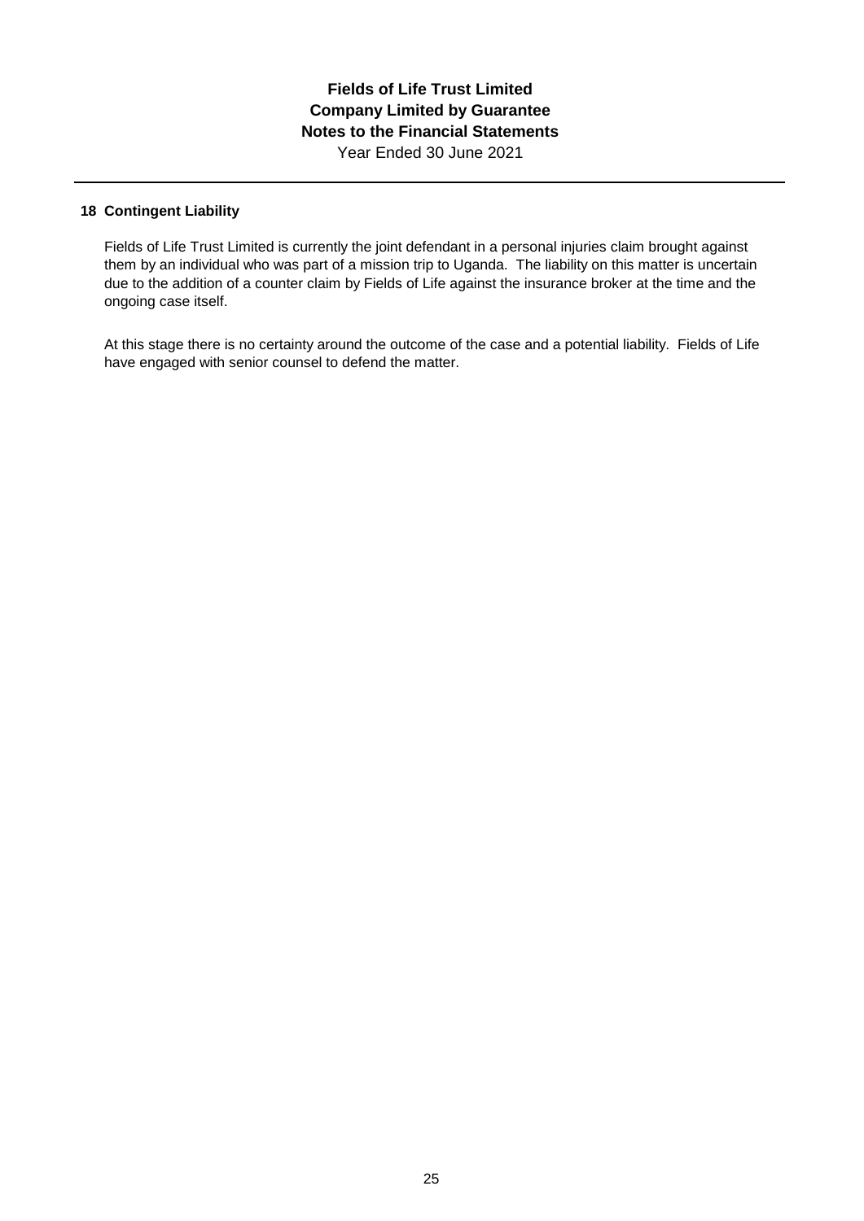## 18 Contingent Liability

Fields of Life Trust Limited is currently the joint defendant in a personal injuries claim brought against them by an individual who was part of a mission trip to Uganda. The liability on this matter is uncertain due to the addition of a counter claim by Fields of Life against the insurance broker at the time and the ongoing case itself.

At this stage there is no certainty around the outcome of the case and a potential liability. Fields of Life have engaged with senior counsel to defend the matter.